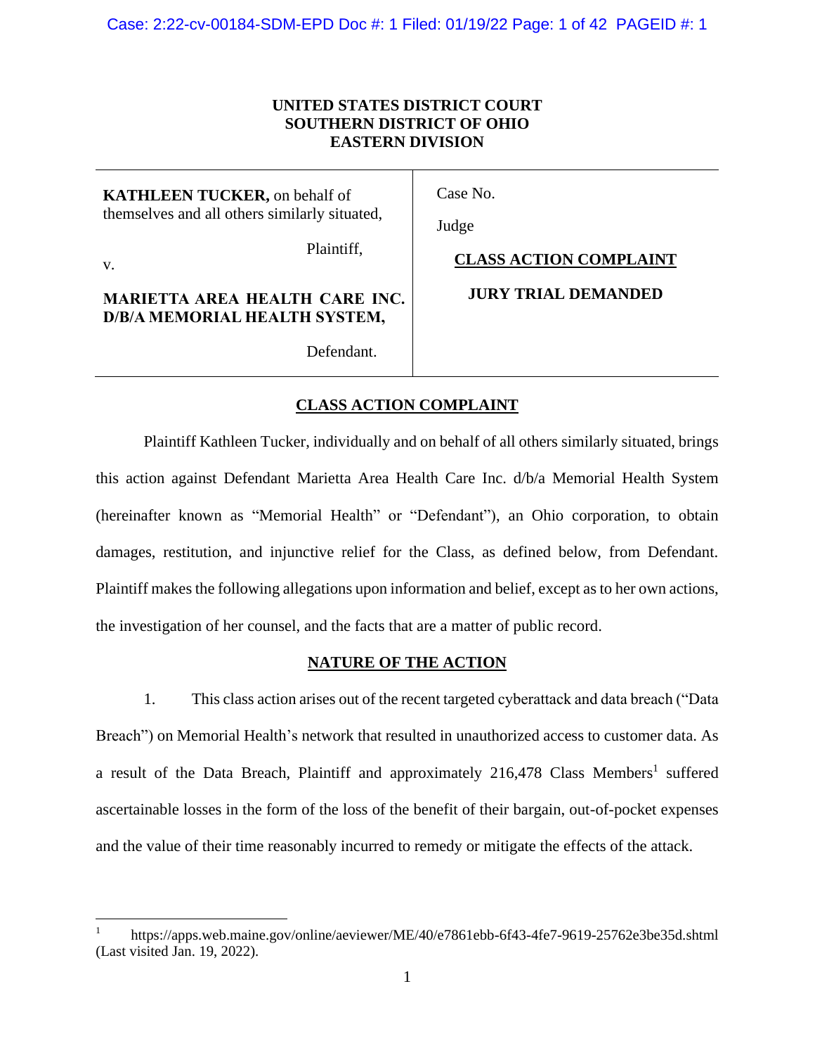**UNITED STATES DISTRICT COURT**
**SOUTHERN DISTRICT OF OHIO**
**EASTERN DIVISION**

| | |
|---|---|
| **KATHLEEN TUCKER,** on behalf of themselves and all others similarly situated,<br><br>Plaintiff,<br><br>v.<br><br>**MARIETTA AREA HEALTH CARE INC. D/B/A MEMORIAL HEALTH SYSTEM,**<br><br>Defendant. | Case No.<br><br>Judge<br><br>**CLASS ACTION COMPLAINT**<br><br>**JURY TRIAL DEMANDED** |

## CLASS ACTION COMPLAINT

Plaintiff Kathleen Tucker, individually and on behalf of all others similarly situated, brings this action against Defendant Marietta Area Health Care Inc. d/b/a Memorial Health System (hereinafter known as "Memorial Health" or "Defendant"), an Ohio corporation, to obtain damages, restitution, and injunctive relief for the Class, as defined below, from Defendant. Plaintiff makes the following allegations upon information and belief, except as to her own actions, the investigation of her counsel, and the facts that are a matter of public record.

## NATURE OF THE ACTION

1. This class action arises out of the recent targeted cyberattack and data breach ("Data Breach") on Memorial Health's network that resulted in unauthorized access to customer data. As a result of the Data Breach, Plaintiff and approximately 216,478 Class Members[1] suffered ascertainable losses in the form of the loss of the benefit of their bargain, out-of-pocket expenses and the value of their time reasonably incurred to remedy or mitigate the effects of the attack.

---

[1] https://apps.web.maine.gov/online/aeviewer/ME/40/e7861ebb-6f43-4fe7-9619-25762e3be35d.shtml (Last visited Jan. 19, 2022).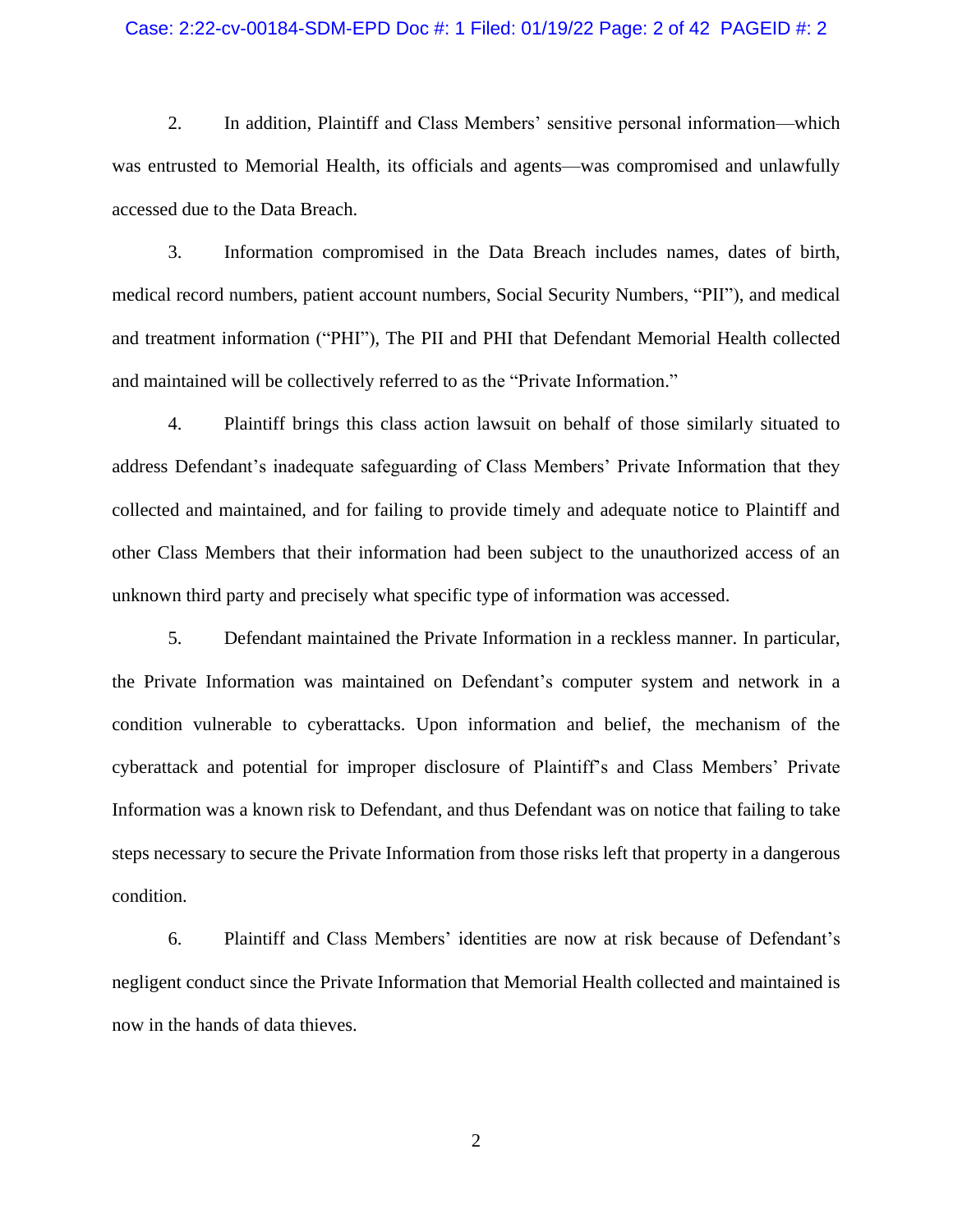2. In addition, Plaintiff and Class Members' sensitive personal information—which was entrusted to Memorial Health, its officials and agents—was compromised and unlawfully accessed due to the Data Breach.

3. Information compromised in the Data Breach includes names, dates of birth, medical record numbers, patient account numbers, Social Security Numbers, "PII"), and medical and treatment information ("PHI"), The PII and PHI that Defendant Memorial Health collected and maintained will be collectively referred to as the "Private Information."

4. Plaintiff brings this class action lawsuit on behalf of those similarly situated to address Defendant's inadequate safeguarding of Class Members' Private Information that they collected and maintained, and for failing to provide timely and adequate notice to Plaintiff and other Class Members that their information had been subject to the unauthorized access of an unknown third party and precisely what specific type of information was accessed.

5. Defendant maintained the Private Information in a reckless manner. In particular, the Private Information was maintained on Defendant's computer system and network in a condition vulnerable to cyberattacks. Upon information and belief, the mechanism of the cyberattack and potential for improper disclosure of Plaintiff's and Class Members' Private Information was a known risk to Defendant, and thus Defendant was on notice that failing to take steps necessary to secure the Private Information from those risks left that property in a dangerous condition.

6. Plaintiff and Class Members' identities are now at risk because of Defendant's negligent conduct since the Private Information that Memorial Health collected and maintained is now in the hands of data thieves.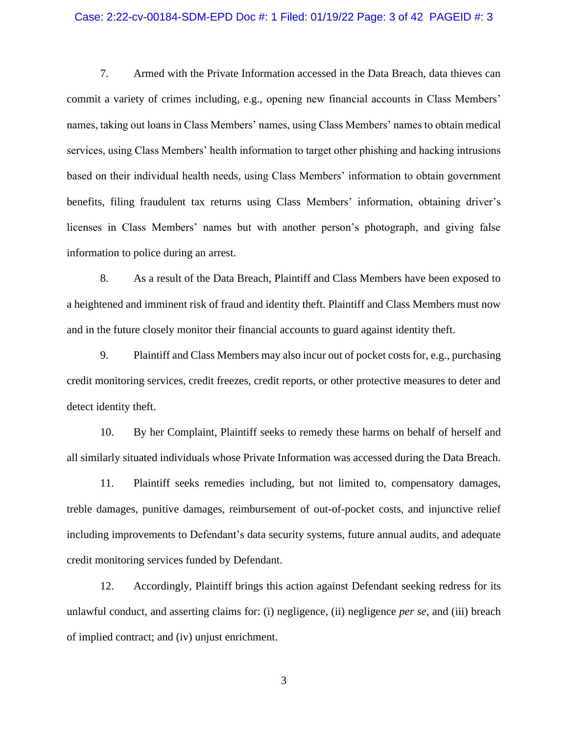7. Armed with the Private Information accessed in the Data Breach, data thieves can commit a variety of crimes including, e.g., opening new financial accounts in Class Members' names, taking out loans in Class Members' names, using Class Members' names to obtain medical services, using Class Members' health information to target other phishing and hacking intrusions based on their individual health needs, using Class Members' information to obtain government benefits, filing fraudulent tax returns using Class Members' information, obtaining driver's licenses in Class Members' names but with another person's photograph, and giving false information to police during an arrest.

8. As a result of the Data Breach, Plaintiff and Class Members have been exposed to a heightened and imminent risk of fraud and identity theft. Plaintiff and Class Members must now and in the future closely monitor their financial accounts to guard against identity theft.

9. Plaintiff and Class Members may also incur out of pocket costs for, e.g., purchasing credit monitoring services, credit freezes, credit reports, or other protective measures to deter and detect identity theft.

10. By her Complaint, Plaintiff seeks to remedy these harms on behalf of herself and all similarly situated individuals whose Private Information was accessed during the Data Breach.

11. Plaintiff seeks remedies including, but not limited to, compensatory damages, treble damages, punitive damages, reimbursement of out-of-pocket costs, and injunctive relief including improvements to Defendant's data security systems, future annual audits, and adequate credit monitoring services funded by Defendant.

12. Accordingly, Plaintiff brings this action against Defendant seeking redress for its unlawful conduct, and asserting claims for: (i) negligence, (ii) negligence *per se*, and (iii) breach of implied contract; and (iv) unjust enrichment.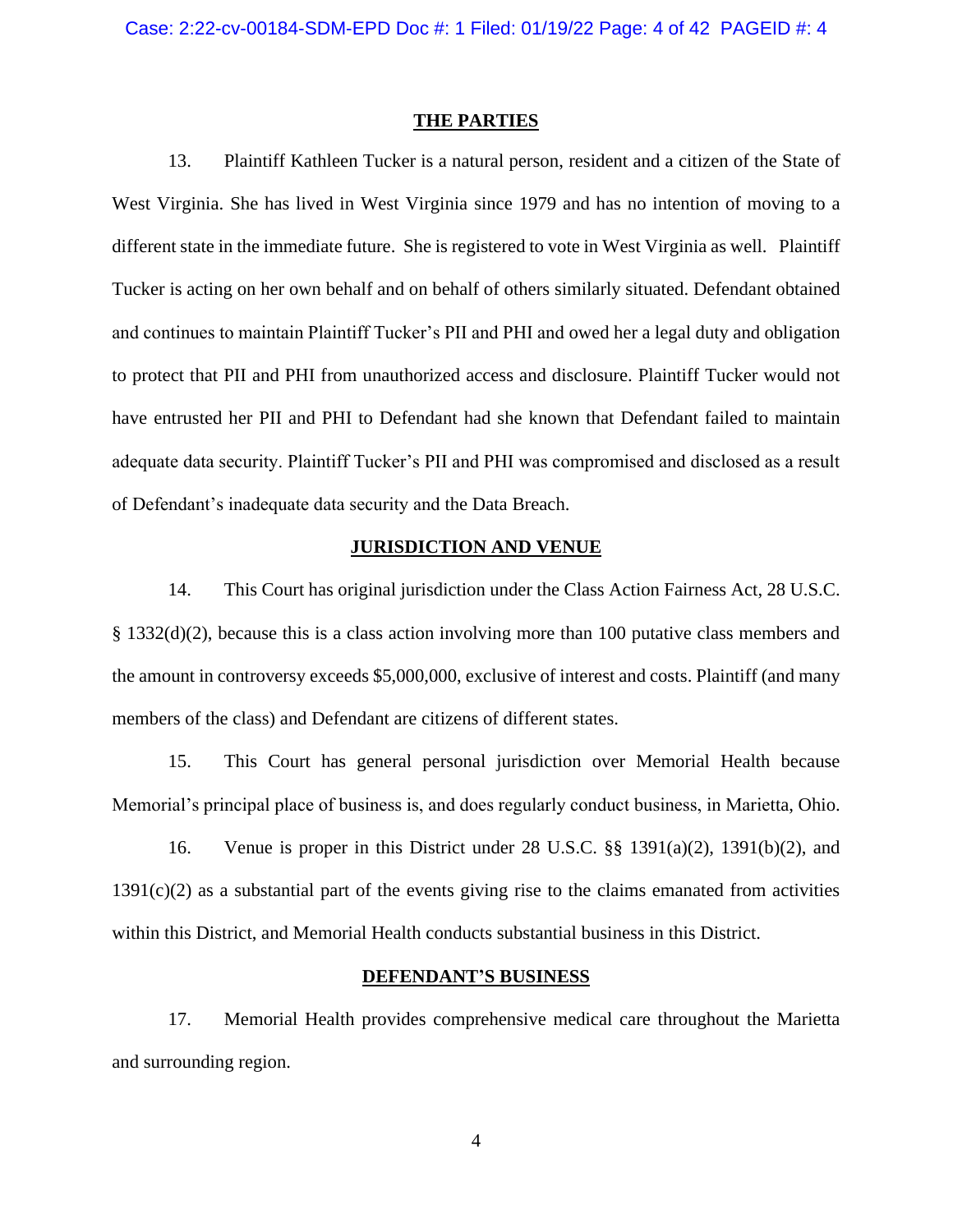## THE PARTIES

13. Plaintiff Kathleen Tucker is a natural person, resident and a citizen of the State of West Virginia. She has lived in West Virginia since 1979 and has no intention of moving to a different state in the immediate future. She is registered to vote in West Virginia as well. Plaintiff Tucker is acting on her own behalf and on behalf of others similarly situated. Defendant obtained and continues to maintain Plaintiff Tucker's PII and PHI and owed her a legal duty and obligation to protect that PII and PHI from unauthorized access and disclosure. Plaintiff Tucker would not have entrusted her PII and PHI to Defendant had she known that Defendant failed to maintain adequate data security. Plaintiff Tucker's PII and PHI was compromised and disclosed as a result of Defendant's inadequate data security and the Data Breach.

## JURISDICTION AND VENUE

14. This Court has original jurisdiction under the Class Action Fairness Act, 28 U.S.C. § 1332(d)(2), because this is a class action involving more than 100 putative class members and the amount in controversy exceeds $5,000,000, exclusive of interest and costs. Plaintiff (and many members of the class) and Defendant are citizens of different states.

15. This Court has general personal jurisdiction over Memorial Health because Memorial's principal place of business is, and does regularly conduct business, in Marietta, Ohio.

16. Venue is proper in this District under 28 U.S.C. §§ 1391(a)(2), 1391(b)(2), and 1391(c)(2) as a substantial part of the events giving rise to the claims emanated from activities within this District, and Memorial Health conducts substantial business in this District.

## DEFENDANT'S BUSINESS

17. Memorial Health provides comprehensive medical care throughout the Marietta and surrounding region.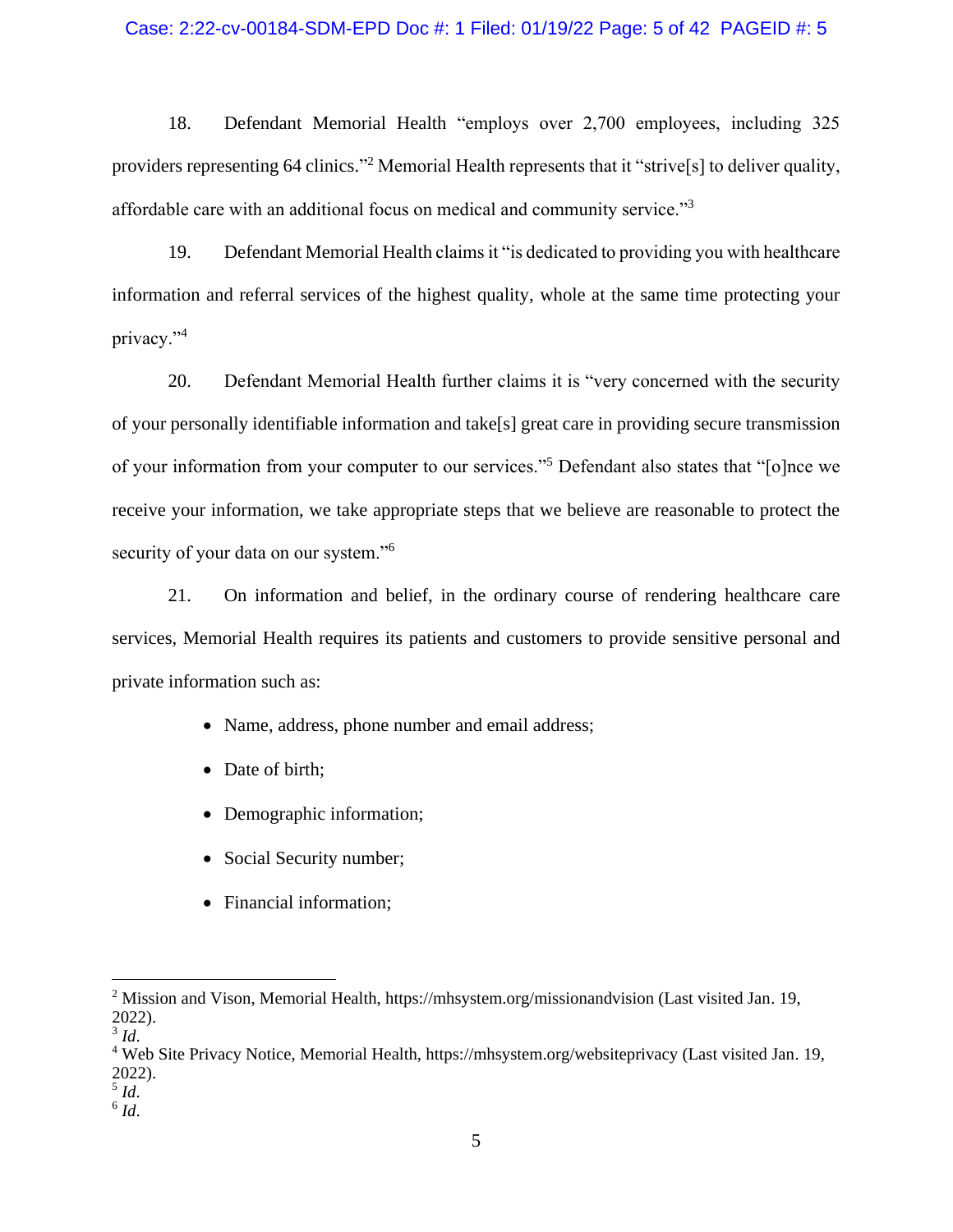18. Defendant Memorial Health "employs over 2,700 employees, including 325 providers representing 64 clinics."[2] Memorial Health represents that it "strive[s] to deliver quality, affordable care with an additional focus on medical and community service."[3]

19. Defendant Memorial Health claims it "is dedicated to providing you with healthcare information and referral services of the highest quality, whole at the same time protecting your privacy."[4]

20. Defendant Memorial Health further claims it is "very concerned with the security of your personally identifiable information and take[s] great care in providing secure transmission of your information from your computer to our services."[5] Defendant also states that "[o]nce we receive your information, we take appropriate steps that we believe are reasonable to protect the security of your data on our system."[6]

21. On information and belief, in the ordinary course of rendering healthcare care services, Memorial Health requires its patients and customers to provide sensitive personal and private information such as:

- Name, address, phone number and email address;
- Date of birth;
- Demographic information;
- Social Security number;
- Financial information;

---

[2] Mission and Vison, Memorial Health, https://mhsystem.org/missionandvision (Last visited Jan. 19, 2022).

[3] *Id*.

[4] Web Site Privacy Notice, Memorial Health, https://mhsystem.org/websiteprivacy (Last visited Jan. 19, 2022).

[5] *Id*.

[6] *Id*.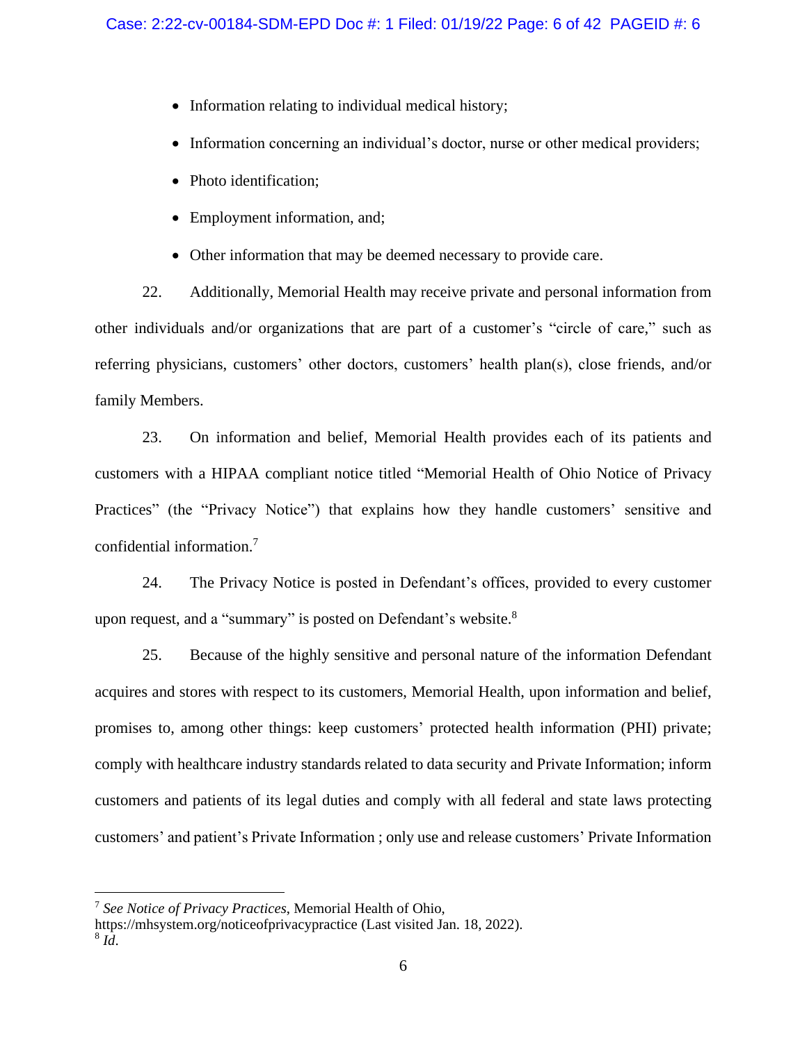- Information relating to individual medical history;
- Information concerning an individual's doctor, nurse or other medical providers;
- Photo identification;
- Employment information, and;
- Other information that may be deemed necessary to provide care.

22. Additionally, Memorial Health may receive private and personal information from other individuals and/or organizations that are part of a customer's "circle of care," such as referring physicians, customers' other doctors, customers' health plan(s), close friends, and/or family Members.

23. On information and belief, Memorial Health provides each of its patients and customers with a HIPAA compliant notice titled "Memorial Health of Ohio Notice of Privacy Practices" (the "Privacy Notice") that explains how they handle customers' sensitive and confidential information.[7]

24. The Privacy Notice is posted in Defendant's offices, provided to every customer upon request, and a "summary" is posted on Defendant's website.[8]

25. Because of the highly sensitive and personal nature of the information Defendant acquires and stores with respect to its customers, Memorial Health, upon information and belief, promises to, among other things: keep customers' protected health information (PHI) private; comply with healthcare industry standards related to data security and Private Information; inform customers and patients of its legal duties and comply with all federal and state laws protecting customers' and patient's Private Information ; only use and release customers' Private Information

---

[7] *See Notice of Privacy Practices*, Memorial Health of Ohio, https://mhsystem.org/noticeofprivacypractice (Last visited Jan. 18, 2022).

[8] *Id*.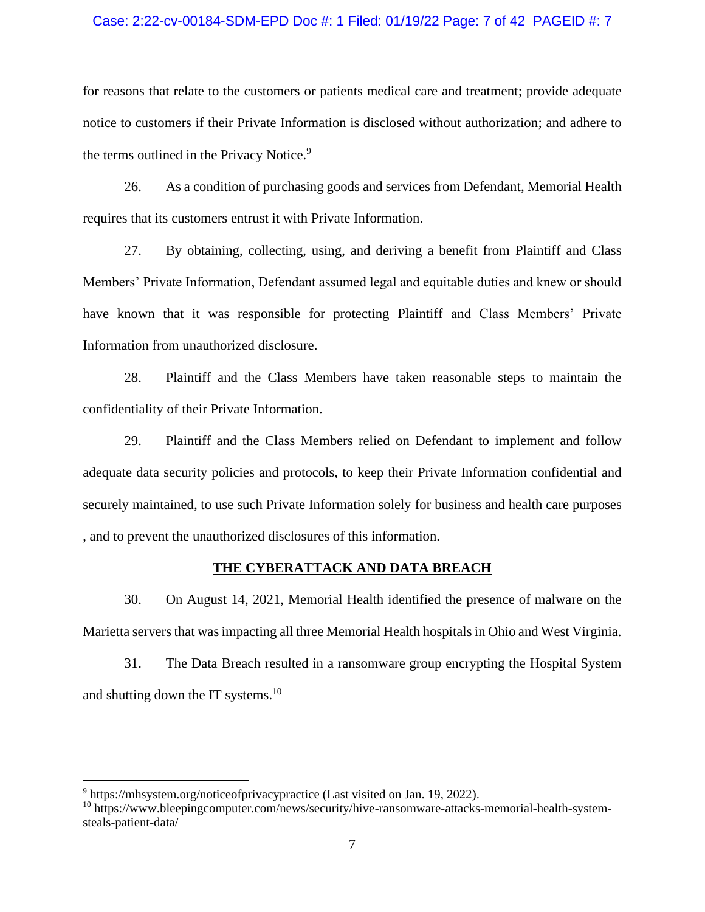for reasons that relate to the customers or patients medical care and treatment; provide adequate notice to customers if their Private Information is disclosed without authorization; and adhere to the terms outlined in the Privacy Notice.[9]

26. As a condition of purchasing goods and services from Defendant, Memorial Health requires that its customers entrust it with Private Information.

27. By obtaining, collecting, using, and deriving a benefit from Plaintiff and Class Members' Private Information, Defendant assumed legal and equitable duties and knew or should have known that it was responsible for protecting Plaintiff and Class Members' Private Information from unauthorized disclosure.

28. Plaintiff and the Class Members have taken reasonable steps to maintain the confidentiality of their Private Information.

29. Plaintiff and the Class Members relied on Defendant to implement and follow adequate data security policies and protocols, to keep their Private Information confidential and securely maintained, to use such Private Information solely for business and health care purposes , and to prevent the unauthorized disclosures of this information.

**THE CYBERATTACK AND DATA BREACH**

30. On August 14, 2021, Memorial Health identified the presence of malware on the Marietta servers that was impacting all three Memorial Health hospitals in Ohio and West Virginia.

31. The Data Breach resulted in a ransomware group encrypting the Hospital System and shutting down the IT systems.[10]

---

[9] https://mhsystem.org/noticeofprivacypractice (Last visited on Jan. 19, 2022).

[10] https://www.bleepingcomputer.com/news/security/hive-ransomware-attacks-memorial-health-system-steals-patient-data/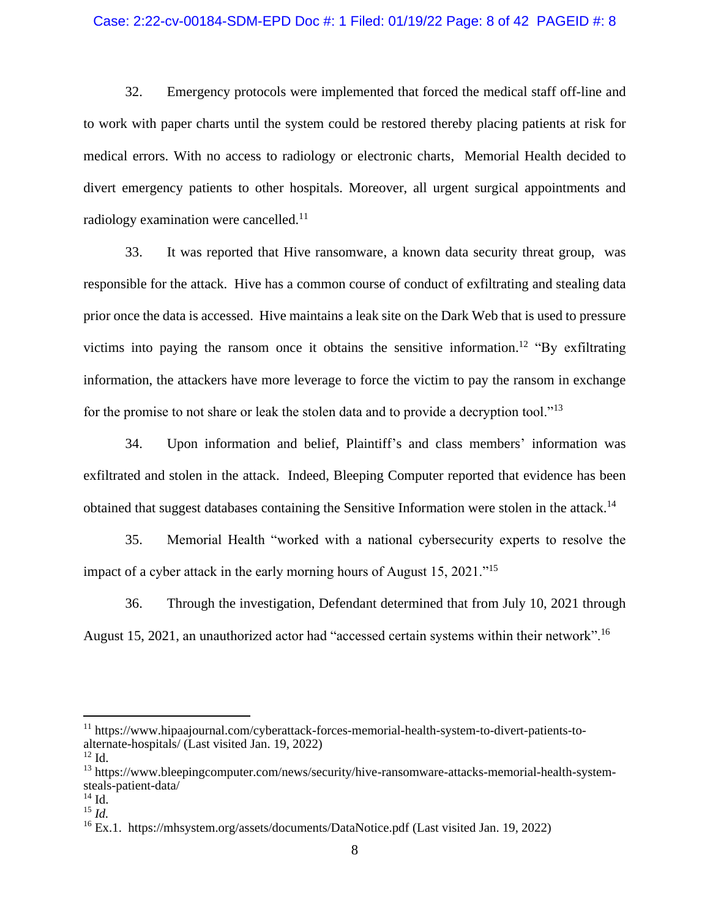32. Emergency protocols were implemented that forced the medical staff off-line and to work with paper charts until the system could be restored thereby placing patients at risk for medical errors. With no access to radiology or electronic charts, Memorial Health decided to divert emergency patients to other hospitals. Moreover, all urgent surgical appointments and radiology examination were cancelled.[11]

33. It was reported that Hive ransomware, a known data security threat group, was responsible for the attack. Hive has a common course of conduct of exfiltrating and stealing data prior once the data is accessed. Hive maintains a leak site on the Dark Web that is used to pressure victims into paying the ransom once it obtains the sensitive information.[12] "By exfiltrating information, the attackers have more leverage to force the victim to pay the ransom in exchange for the promise to not share or leak the stolen data and to provide a decryption tool."[13]

34. Upon information and belief, Plaintiff's and class members' information was exfiltrated and stolen in the attack. Indeed, Bleeping Computer reported that evidence has been obtained that suggest databases containing the Sensitive Information were stolen in the attack.[14]

35. Memorial Health "worked with a national cybersecurity experts to resolve the impact of a cyber attack in the early morning hours of August 15, 2021."[15]

36. Through the investigation, Defendant determined that from July 10, 2021 through August 15, 2021, an unauthorized actor had "accessed certain systems within their network".[16]

---

[11] https://www.hipaajournal.com/cyberattack-forces-memorial-health-system-to-divert-patients-to-alternate-hospitals/ (Last visited Jan. 19, 2022)

[12] Id.

[13] https://www.bleepingcomputer.com/news/security/hive-ransomware-attacks-memorial-health-system-steals-patient-data/

[14] Id.

[15] *Id.*

[16] Ex.1. https://mhsystem.org/assets/documents/DataNotice.pdf (Last visited Jan. 19, 2022)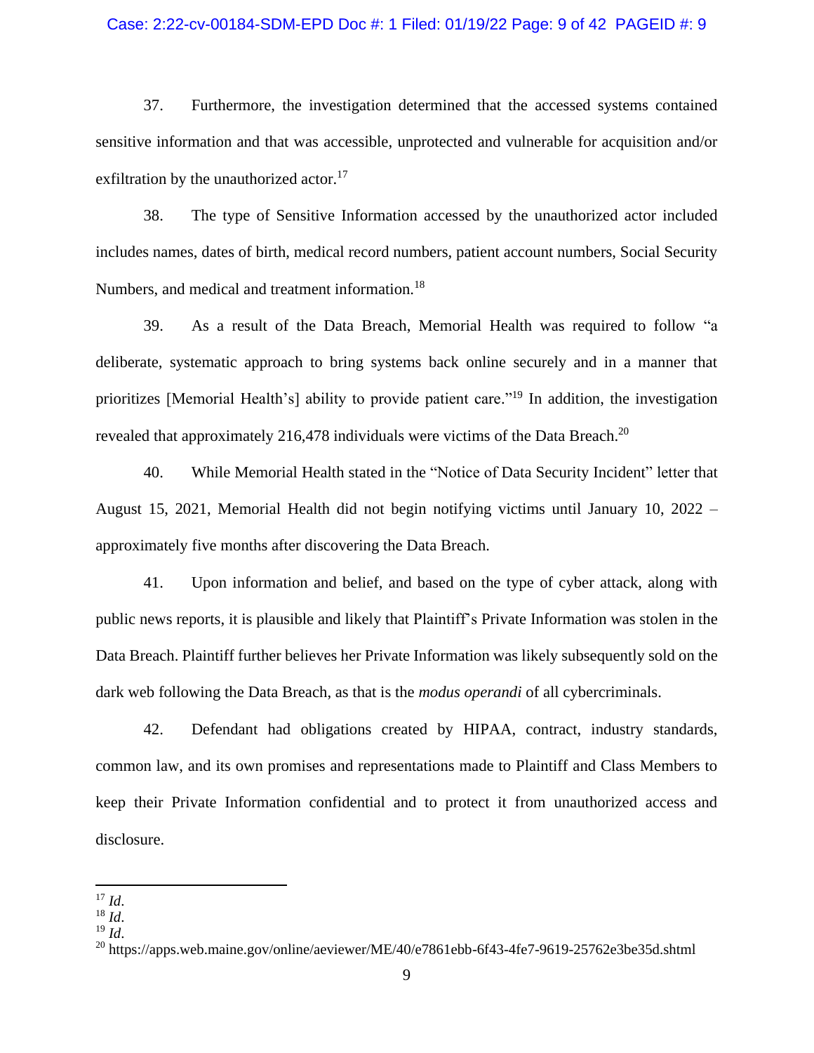37. Furthermore, the investigation determined that the accessed systems contained sensitive information and that was accessible, unprotected and vulnerable for acquisition and/or exfiltration by the unauthorized actor.[17]

38. The type of Sensitive Information accessed by the unauthorized actor included includes names, dates of birth, medical record numbers, patient account numbers, Social Security Numbers, and medical and treatment information.[18]

39. As a result of the Data Breach, Memorial Health was required to follow "a deliberate, systematic approach to bring systems back online securely and in a manner that prioritizes [Memorial Health's] ability to provide patient care."[19] In addition, the investigation revealed that approximately 216,478 individuals were victims of the Data Breach.[20]

40. While Memorial Health stated in the "Notice of Data Security Incident" letter that August 15, 2021, Memorial Health did not begin notifying victims until January 10, 2022 – approximately five months after discovering the Data Breach.

41. Upon information and belief, and based on the type of cyber attack, along with public news reports, it is plausible and likely that Plaintiff's Private Information was stolen in the Data Breach. Plaintiff further believes her Private Information was likely subsequently sold on the dark web following the Data Breach, as that is the *modus operandi* of all cybercriminals.

42. Defendant had obligations created by HIPAA, contract, industry standards, common law, and its own promises and representations made to Plaintiff and Class Members to keep their Private Information confidential and to protect it from unauthorized access and disclosure.

---

[17] *Id*.

[18] *Id*.

[19] *Id*.

[20] https://apps.web.maine.gov/online/aeviewer/ME/40/e7861ebb-6f43-4fe7-9619-25762e3be35d.shtml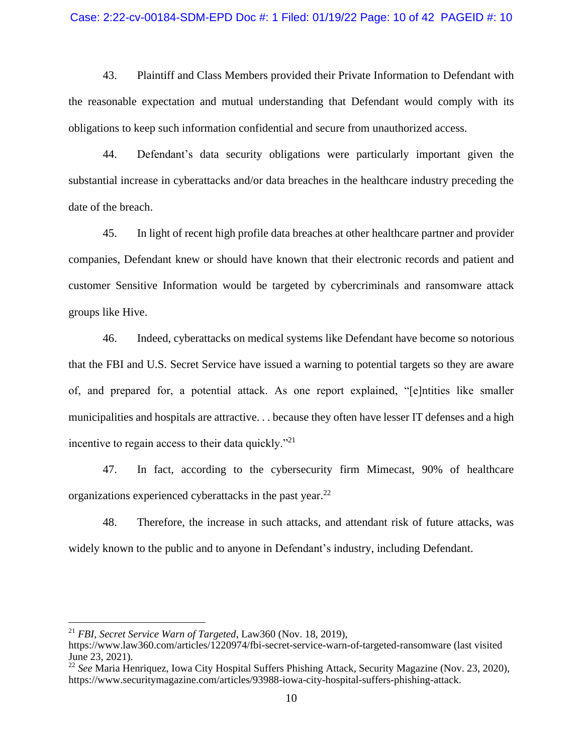43. Plaintiff and Class Members provided their Private Information to Defendant with the reasonable expectation and mutual understanding that Defendant would comply with its obligations to keep such information confidential and secure from unauthorized access.

44. Defendant's data security obligations were particularly important given the substantial increase in cyberattacks and/or data breaches in the healthcare industry preceding the date of the breach.

45. In light of recent high profile data breaches at other healthcare partner and provider companies, Defendant knew or should have known that their electronic records and patient and customer Sensitive Information would be targeted by cybercriminals and ransomware attack groups like Hive.

46. Indeed, cyberattacks on medical systems like Defendant have become so notorious that the FBI and U.S. Secret Service have issued a warning to potential targets so they are aware of, and prepared for, a potential attack. As one report explained, "[e]ntities like smaller municipalities and hospitals are attractive. . . because they often have lesser IT defenses and a high incentive to regain access to their data quickly."[21]

47. In fact, according to the cybersecurity firm Mimecast, 90% of healthcare organizations experienced cyberattacks in the past year.[22]

48. Therefore, the increase in such attacks, and attendant risk of future attacks, was widely known to the public and to anyone in Defendant's industry, including Defendant.

---

[21] *FBI, Secret Service Warn of Targeted*, Law360 (Nov. 18, 2019), https://www.law360.com/articles/1220974/fbi-secret-service-warn-of-targeted-ransomware (last visited June 23, 2021).

[22] *See* Maria Henriquez, Iowa City Hospital Suffers Phishing Attack, Security Magazine (Nov. 23, 2020), https://www.securitymagazine.com/articles/93988-iowa-city-hospital-suffers-phishing-attack.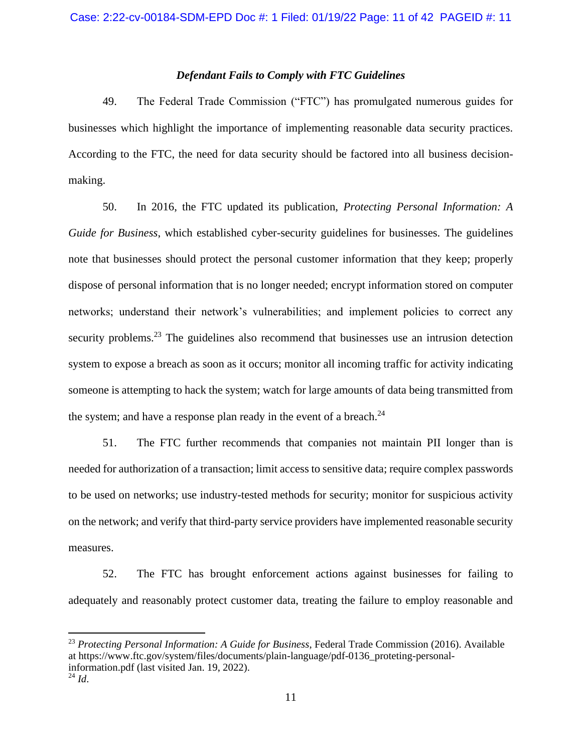### *Defendant Fails to Comply with FTC Guidelines*

49. The Federal Trade Commission ("FTC") has promulgated numerous guides for businesses which highlight the importance of implementing reasonable data security practices. According to the FTC, the need for data security should be factored into all business decision-making.

50. In 2016, the FTC updated its publication, *Protecting Personal Information: A Guide for Business*, which established cyber-security guidelines for businesses. The guidelines note that businesses should protect the personal customer information that they keep; properly dispose of personal information that is no longer needed; encrypt information stored on computer networks; understand their network's vulnerabilities; and implement policies to correct any security problems.[23] The guidelines also recommend that businesses use an intrusion detection system to expose a breach as soon as it occurs; monitor all incoming traffic for activity indicating someone is attempting to hack the system; watch for large amounts of data being transmitted from the system; and have a response plan ready in the event of a breach.[24]

51. The FTC further recommends that companies not maintain PII longer than is needed for authorization of a transaction; limit access to sensitive data; require complex passwords to be used on networks; use industry-tested methods for security; monitor for suspicious activity on the network; and verify that third-party service providers have implemented reasonable security measures.

52. The FTC has brought enforcement actions against businesses for failing to adequately and reasonably protect customer data, treating the failure to employ reasonable and

---

[23] *Protecting Personal Information: A Guide for Business*, Federal Trade Commission (2016). Available at https://www.ftc.gov/system/files/documents/plain-language/pdf-0136_proteting-personal-information.pdf (last visited Jan. 19, 2022).

[24] *Id*.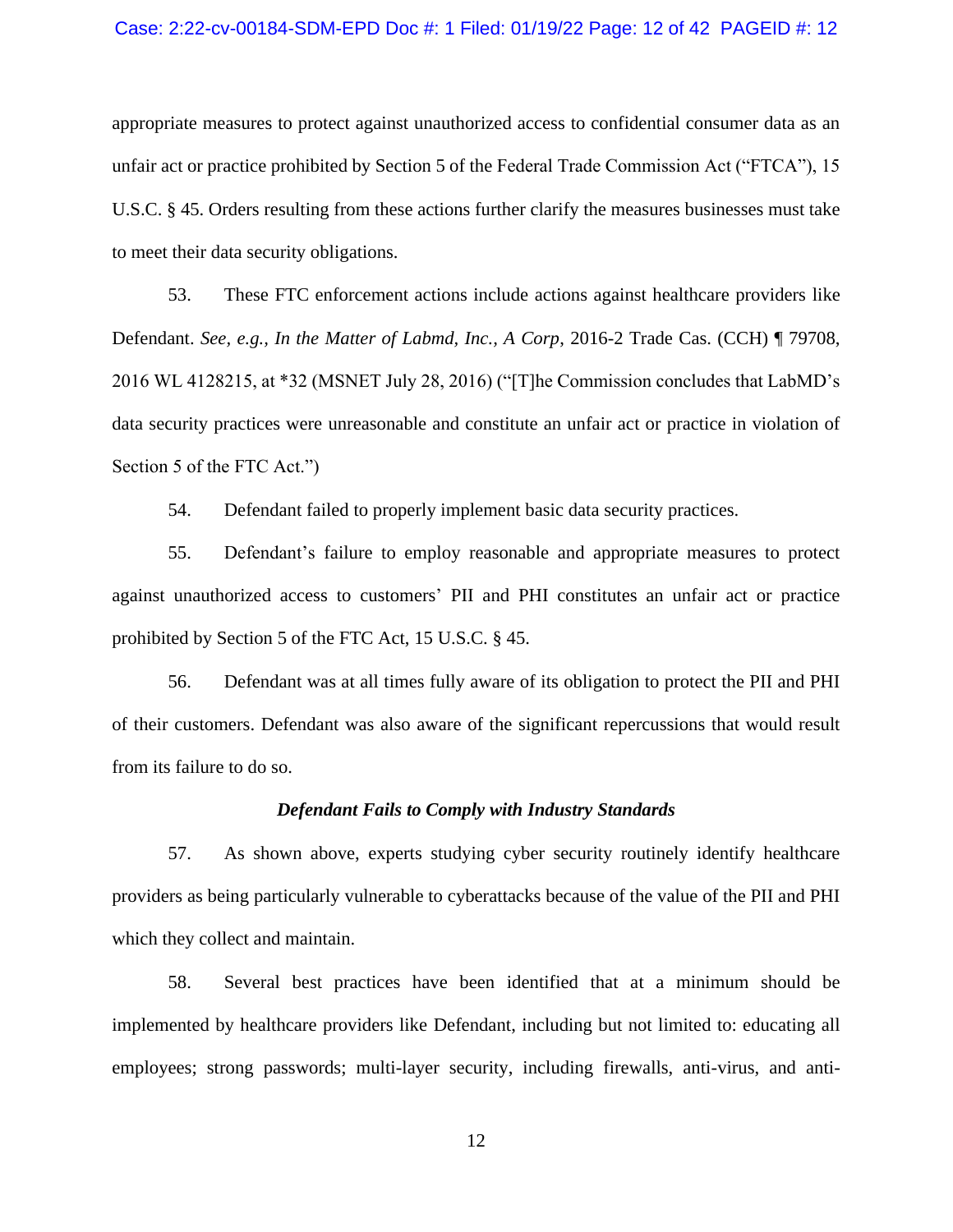appropriate measures to protect against unauthorized access to confidential consumer data as an unfair act or practice prohibited by Section 5 of the Federal Trade Commission Act ("FTCA"), 15 U.S.C. § 45. Orders resulting from these actions further clarify the measures businesses must take to meet their data security obligations.

53. These FTC enforcement actions include actions against healthcare providers like Defendant. *See, e.g., In the Matter of Labmd, Inc., A Corp*, 2016-2 Trade Cas. (CCH) ¶ 79708, 2016 WL 4128215, at *32 (MSNET July 28, 2016) ("[T]he Commission concludes that LabMD's data security practices were unreasonable and constitute an unfair act or practice in violation of Section 5 of the FTC Act.")

54. Defendant failed to properly implement basic data security practices.

55. Defendant's failure to employ reasonable and appropriate measures to protect against unauthorized access to customers' PII and PHI constitutes an unfair act or practice prohibited by Section 5 of the FTC Act, 15 U.S.C. § 45.

56. Defendant was at all times fully aware of its obligation to protect the PII and PHI of their customers. Defendant was also aware of the significant repercussions that would result from its failure to do so.

***Defendant Fails to Comply with Industry Standards***

57. As shown above, experts studying cyber security routinely identify healthcare providers as being particularly vulnerable to cyberattacks because of the value of the PII and PHI which they collect and maintain.

58. Several best practices have been identified that at a minimum should be implemented by healthcare providers like Defendant, including but not limited to: educating all employees; strong passwords; multi-layer security, including firewalls, anti-virus, and anti-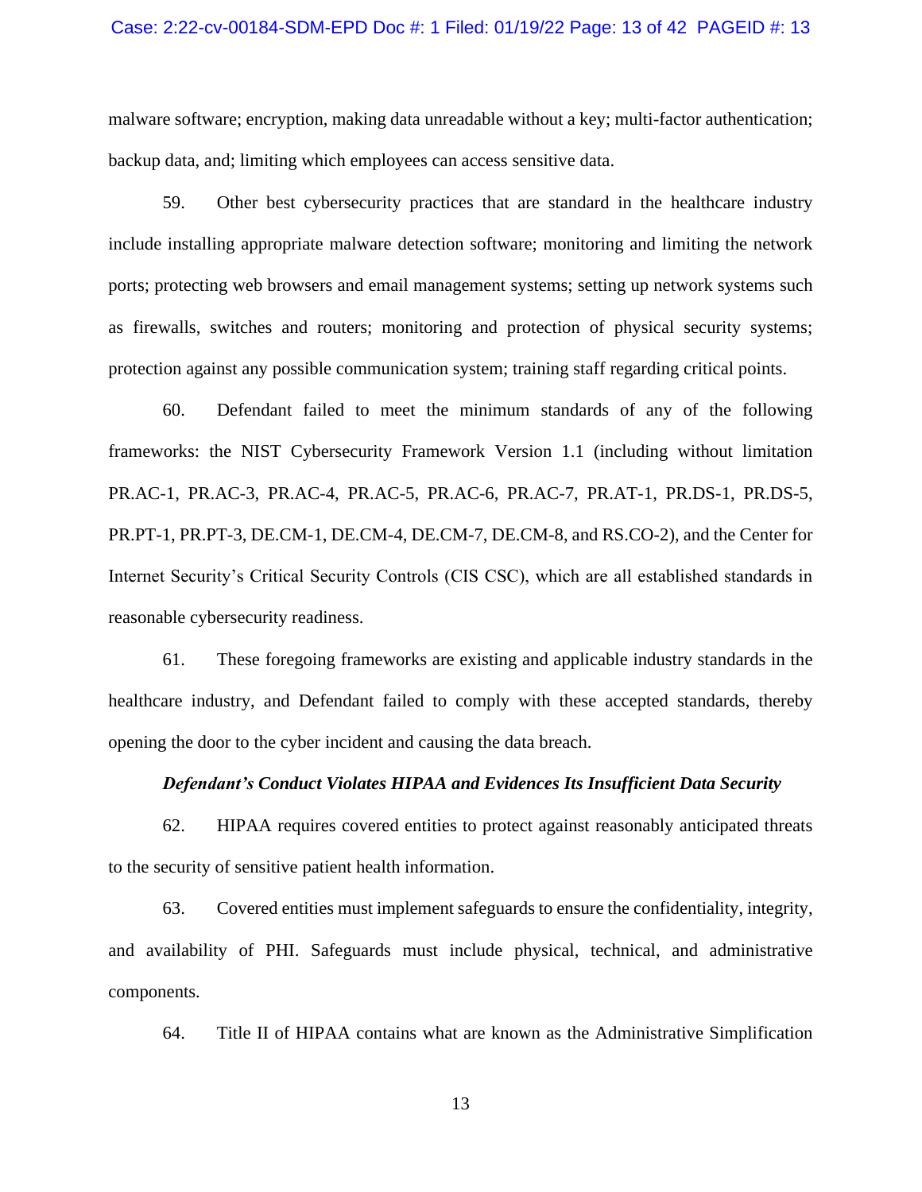malware software; encryption, making data unreadable without a key; multi-factor authentication; backup data, and; limiting which employees can access sensitive data.

59. Other best cybersecurity practices that are standard in the healthcare industry include installing appropriate malware detection software; monitoring and limiting the network ports; protecting web browsers and email management systems; setting up network systems such as firewalls, switches and routers; monitoring and protection of physical security systems; protection against any possible communication system; training staff regarding critical points.

60. Defendant failed to meet the minimum standards of any of the following frameworks: the NIST Cybersecurity Framework Version 1.1 (including without limitation PR.AC-1, PR.AC-3, PR.AC-4, PR.AC-5, PR.AC-6, PR.AC-7, PR.AT-1, PR.DS-1, PR.DS-5, PR.PT-1, PR.PT-3, DE.CM-1, DE.CM-4, DE.CM-7, DE.CM-8, and RS.CO-2), and the Center for Internet Security's Critical Security Controls (CIS CSC), which are all established standards in reasonable cybersecurity readiness.

61. These foregoing frameworks are existing and applicable industry standards in the healthcare industry, and Defendant failed to comply with these accepted standards, thereby opening the door to the cyber incident and causing the data breach.

***Defendant's Conduct Violates HIPAA and Evidences Its Insufficient Data Security***

62. HIPAA requires covered entities to protect against reasonably anticipated threats to the security of sensitive patient health information.

63. Covered entities must implement safeguards to ensure the confidentiality, integrity, and availability of PHI. Safeguards must include physical, technical, and administrative components.

64. Title II of HIPAA contains what are known as the Administrative Simplification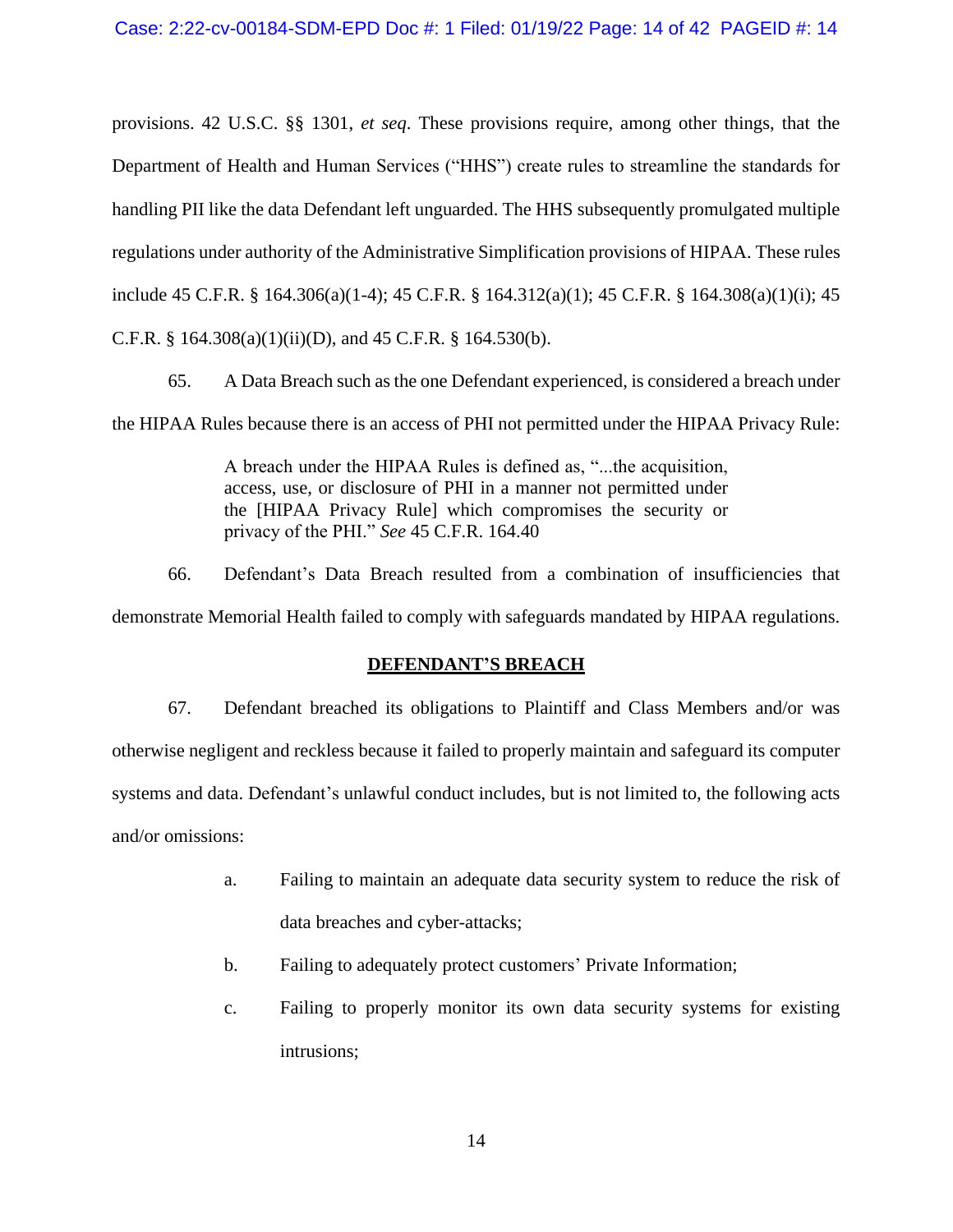provisions. 42 U.S.C. §§ 1301, *et seq*. These provisions require, among other things, that the Department of Health and Human Services ("HHS") create rules to streamline the standards for handling PII like the data Defendant left unguarded. The HHS subsequently promulgated multiple regulations under authority of the Administrative Simplification provisions of HIPAA. These rules include 45 C.F.R. § 164.306(a)(1-4); 45 C.F.R. § 164.312(a)(1); 45 C.F.R. § 164.308(a)(1)(i); 45 C.F.R. § 164.308(a)(1)(ii)(D), and 45 C.F.R. § 164.530(b).

65. A Data Breach such as the one Defendant experienced, is considered a breach under the HIPAA Rules because there is an access of PHI not permitted under the HIPAA Privacy Rule:

> A breach under the HIPAA Rules is defined as, "...the acquisition, access, use, or disclosure of PHI in a manner not permitted under the [HIPAA Privacy Rule] which compromises the security or privacy of the PHI." *See* 45 C.F.R. 164.40

66. Defendant's Data Breach resulted from a combination of insufficiencies that demonstrate Memorial Health failed to comply with safeguards mandated by HIPAA regulations.

## DEFENDANT'S BREACH

67. Defendant breached its obligations to Plaintiff and Class Members and/or was otherwise negligent and reckless because it failed to properly maintain and safeguard its computer systems and data. Defendant's unlawful conduct includes, but is not limited to, the following acts and/or omissions:

a. Failing to maintain an adequate data security system to reduce the risk of data breaches and cyber-attacks;

b. Failing to adequately protect customers' Private Information;

c. Failing to properly monitor its own data security systems for existing intrusions;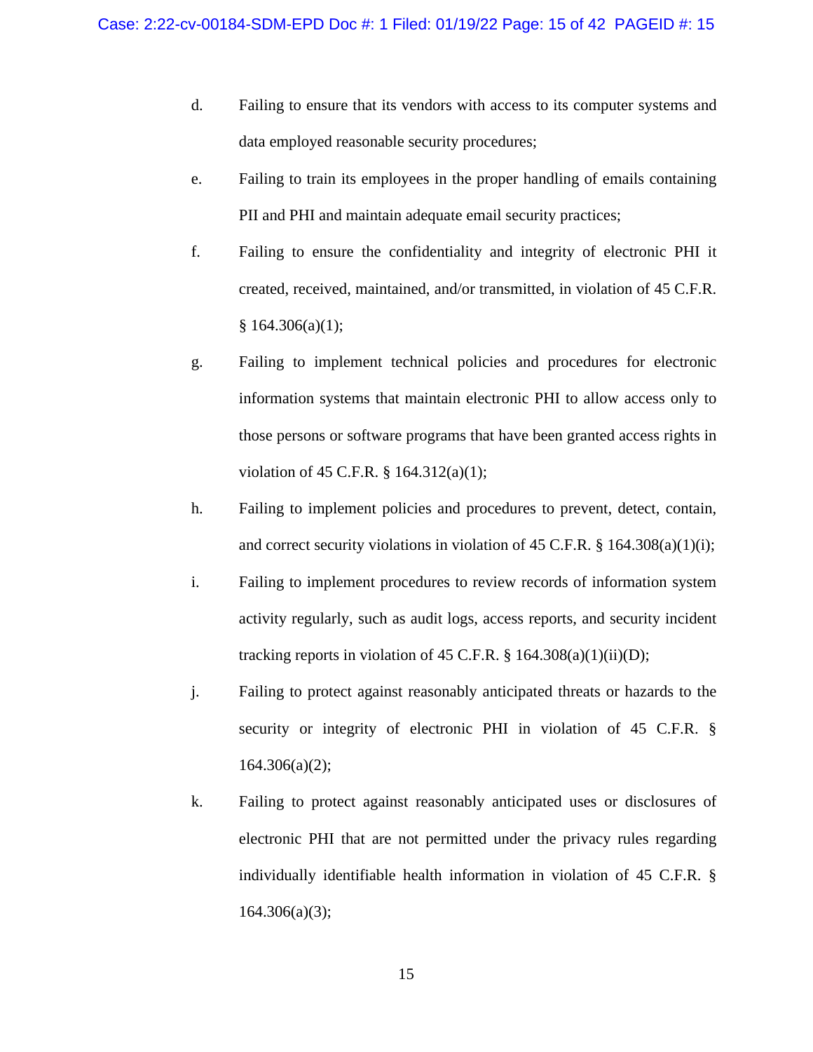d. Failing to ensure that its vendors with access to its computer systems and data employed reasonable security procedures;

e. Failing to train its employees in the proper handling of emails containing PII and PHI and maintain adequate email security practices;

f. Failing to ensure the confidentiality and integrity of electronic PHI it created, received, maintained, and/or transmitted, in violation of 45 C.F.R. § 164.306(a)(1);

g. Failing to implement technical policies and procedures for electronic information systems that maintain electronic PHI to allow access only to those persons or software programs that have been granted access rights in violation of 45 C.F.R. § 164.312(a)(1);

h. Failing to implement policies and procedures to prevent, detect, contain, and correct security violations in violation of 45 C.F.R. § 164.308(a)(1)(i);

i. Failing to implement procedures to review records of information system activity regularly, such as audit logs, access reports, and security incident tracking reports in violation of 45 C.F.R. § 164.308(a)(1)(ii)(D);

j. Failing to protect against reasonably anticipated threats or hazards to the security or integrity of electronic PHI in violation of 45 C.F.R. § 164.306(a)(2);

k. Failing to protect against reasonably anticipated uses or disclosures of electronic PHI that are not permitted under the privacy rules regarding individually identifiable health information in violation of 45 C.F.R. § 164.306(a)(3);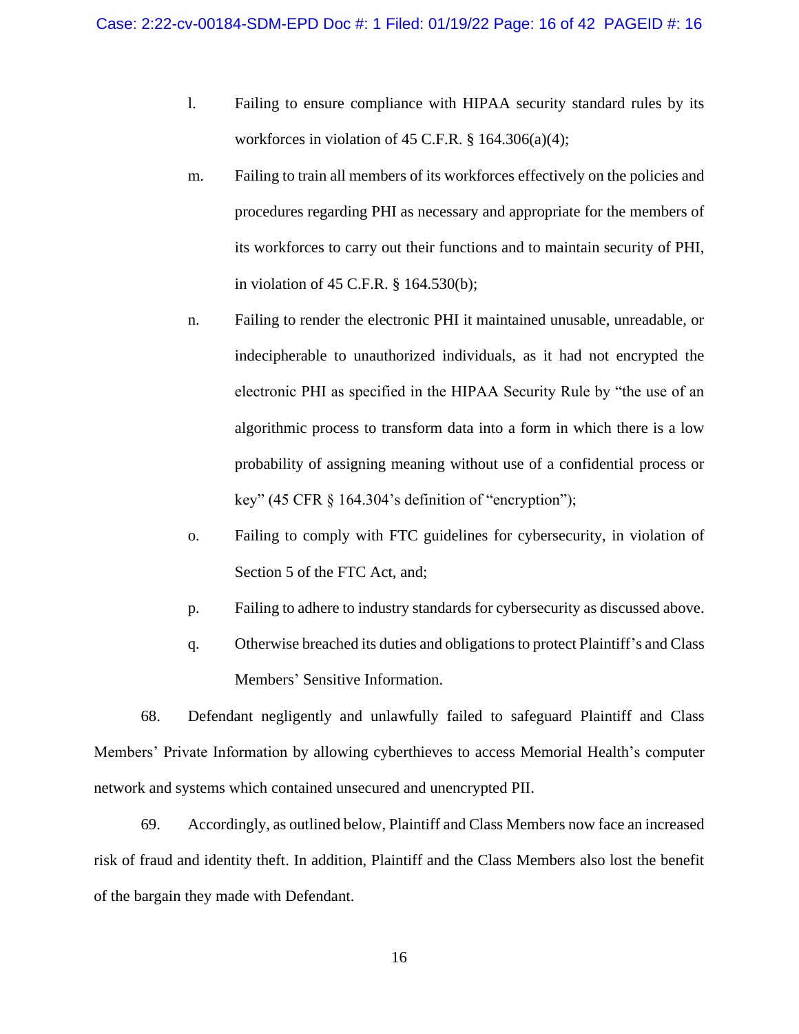l. Failing to ensure compliance with HIPAA security standard rules by its workforces in violation of 45 C.F.R. § 164.306(a)(4);

m. Failing to train all members of its workforces effectively on the policies and procedures regarding PHI as necessary and appropriate for the members of its workforces to carry out their functions and to maintain security of PHI, in violation of 45 C.F.R. § 164.530(b);

n. Failing to render the electronic PHI it maintained unusable, unreadable, or indecipherable to unauthorized individuals, as it had not encrypted the electronic PHI as specified in the HIPAA Security Rule by "the use of an algorithmic process to transform data into a form in which there is a low probability of assigning meaning without use of a confidential process or key" (45 CFR § 164.304's definition of "encryption");

o. Failing to comply with FTC guidelines for cybersecurity, in violation of Section 5 of the FTC Act, and;

p. Failing to adhere to industry standards for cybersecurity as discussed above.

q. Otherwise breached its duties and obligations to protect Plaintiff's and Class Members' Sensitive Information.

68. Defendant negligently and unlawfully failed to safeguard Plaintiff and Class Members' Private Information by allowing cyberthieves to access Memorial Health's computer network and systems which contained unsecured and unencrypted PII.

69. Accordingly, as outlined below, Plaintiff and Class Members now face an increased risk of fraud and identity theft. In addition, Plaintiff and the Class Members also lost the benefit of the bargain they made with Defendant.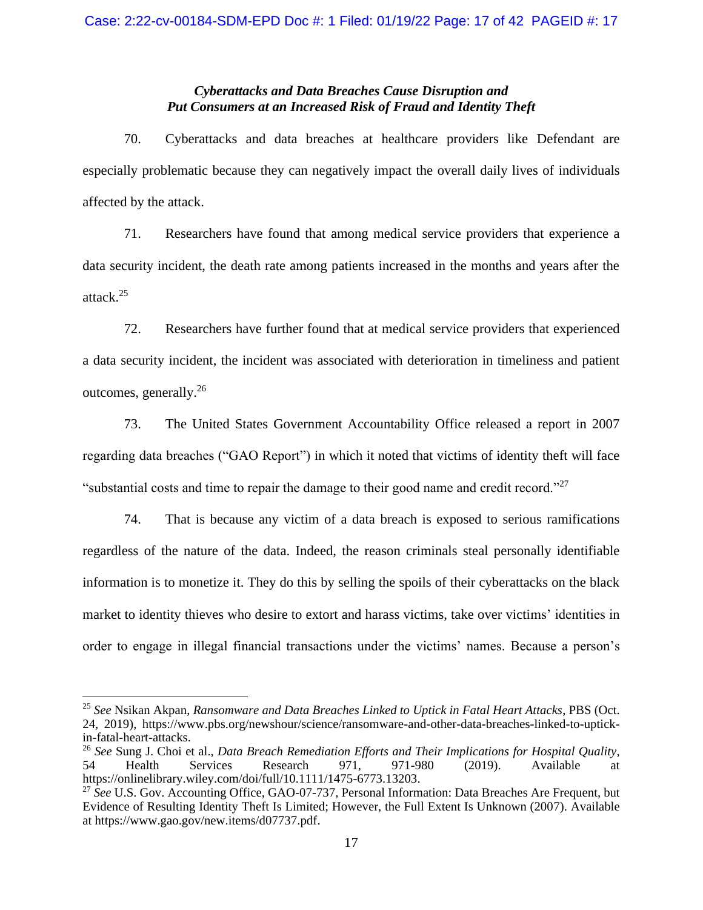### *Cyberattacks and Data Breaches Cause Disruption and Put Consumers at an Increased Risk of Fraud and Identity Theft*

70. Cyberattacks and data breaches at healthcare providers like Defendant are especially problematic because they can negatively impact the overall daily lives of individuals affected by the attack.

71. Researchers have found that among medical service providers that experience a data security incident, the death rate among patients increased in the months and years after the attack.[25]

72. Researchers have further found that at medical service providers that experienced a data security incident, the incident was associated with deterioration in timeliness and patient outcomes, generally.[26]

73. The United States Government Accountability Office released a report in 2007 regarding data breaches ("GAO Report") in which it noted that victims of identity theft will face "substantial costs and time to repair the damage to their good name and credit record."[27]

74. That is because any victim of a data breach is exposed to serious ramifications regardless of the nature of the data. Indeed, the reason criminals steal personally identifiable information is to monetize it. They do this by selling the spoils of their cyberattacks on the black market to identity thieves who desire to extort and harass victims, take over victims' identities in order to engage in illegal financial transactions under the victims' names. Because a person's

---

[25] *See* Nsikan Akpan, *Ransomware and Data Breaches Linked to Uptick in Fatal Heart Attacks*, PBS (Oct. 24, 2019), https://www.pbs.org/newshour/science/ransomware-and-other-data-breaches-linked-to-uptick-in-fatal-heart-attacks.

[26] *See* Sung J. Choi et al., *Data Breach Remediation Efforts and Their Implications for Hospital Quality*, 54 Health Services Research 971, 971-980 (2019). Available at https://onlinelibrary.wiley.com/doi/full/10.1111/1475-6773.13203.

[27] *See* U.S. Gov. Accounting Office, GAO-07-737, Personal Information: Data Breaches Are Frequent, but Evidence of Resulting Identity Theft Is Limited; However, the Full Extent Is Unknown (2007). Available at https://www.gao.gov/new.items/d07737.pdf.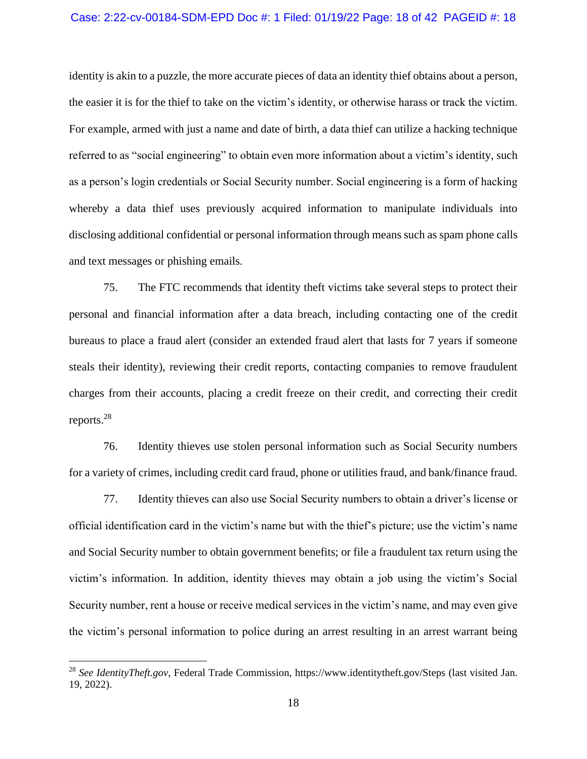identity is akin to a puzzle, the more accurate pieces of data an identity thief obtains about a person, the easier it is for the thief to take on the victim's identity, or otherwise harass or track the victim. For example, armed with just a name and date of birth, a data thief can utilize a hacking technique referred to as "social engineering" to obtain even more information about a victim's identity, such as a person's login credentials or Social Security number. Social engineering is a form of hacking whereby a data thief uses previously acquired information to manipulate individuals into disclosing additional confidential or personal information through means such as spam phone calls and text messages or phishing emails.

75. The FTC recommends that identity theft victims take several steps to protect their personal and financial information after a data breach, including contacting one of the credit bureaus to place a fraud alert (consider an extended fraud alert that lasts for 7 years if someone steals their identity), reviewing their credit reports, contacting companies to remove fraudulent charges from their accounts, placing a credit freeze on their credit, and correcting their credit reports.[28]

76. Identity thieves use stolen personal information such as Social Security numbers for a variety of crimes, including credit card fraud, phone or utilities fraud, and bank/finance fraud.

77. Identity thieves can also use Social Security numbers to obtain a driver's license or official identification card in the victim's name but with the thief's picture; use the victim's name and Social Security number to obtain government benefits; or file a fraudulent tax return using the victim's information. In addition, identity thieves may obtain a job using the victim's Social Security number, rent a house or receive medical services in the victim's name, and may even give the victim's personal information to police during an arrest resulting in an arrest warrant being

---

[28] *See IdentityTheft.gov*, Federal Trade Commission, https://www.identitytheft.gov/Steps (last visited Jan. 19, 2022).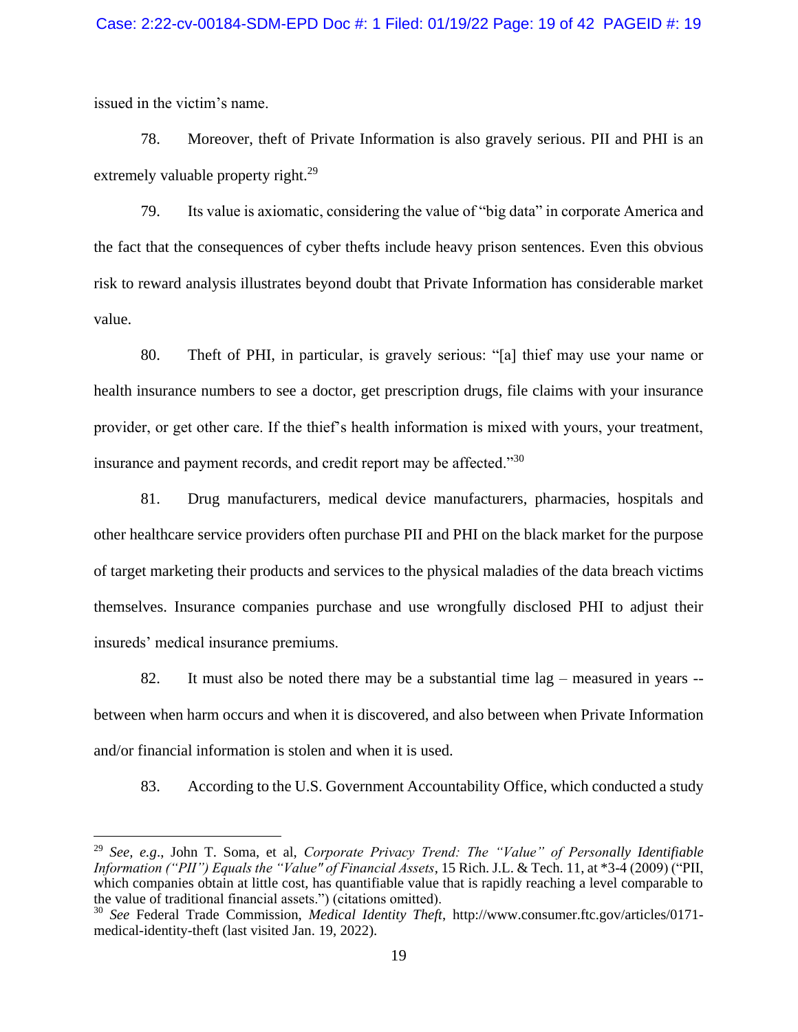issued in the victim's name.

78. Moreover, theft of Private Information is also gravely serious. PII and PHI is an extremely valuable property right.[29]

79. Its value is axiomatic, considering the value of "big data" in corporate America and the fact that the consequences of cyber thefts include heavy prison sentences. Even this obvious risk to reward analysis illustrates beyond doubt that Private Information has considerable market value.

80. Theft of PHI, in particular, is gravely serious: "[a] thief may use your name or health insurance numbers to see a doctor, get prescription drugs, file claims with your insurance provider, or get other care. If the thief's health information is mixed with yours, your treatment, insurance and payment records, and credit report may be affected."[30]

81. Drug manufacturers, medical device manufacturers, pharmacies, hospitals and other healthcare service providers often purchase PII and PHI on the black market for the purpose of target marketing their products and services to the physical maladies of the data breach victims themselves. Insurance companies purchase and use wrongfully disclosed PHI to adjust their insureds' medical insurance premiums.

82. It must also be noted there may be a substantial time lag – measured in years -- between when harm occurs and when it is discovered, and also between when Private Information and/or financial information is stolen and when it is used.

83. According to the U.S. Government Accountability Office, which conducted a study

---

[29] *See, e.g.*, John T. Soma, et al, *Corporate Privacy Trend: The "Value" of Personally Identifiable Information ("PII") Equals the "Value" of Financial Assets*, 15 Rich. J.L. & Tech. 11, at *3-4 (2009) ("PII, which companies obtain at little cost, has quantifiable value that is rapidly reaching a level comparable to the value of traditional financial assets.") (citations omitted).

[30] *See* Federal Trade Commission, *Medical Identity Theft*, http://www.consumer.ftc.gov/articles/0171-medical-identity-theft (last visited Jan. 19, 2022).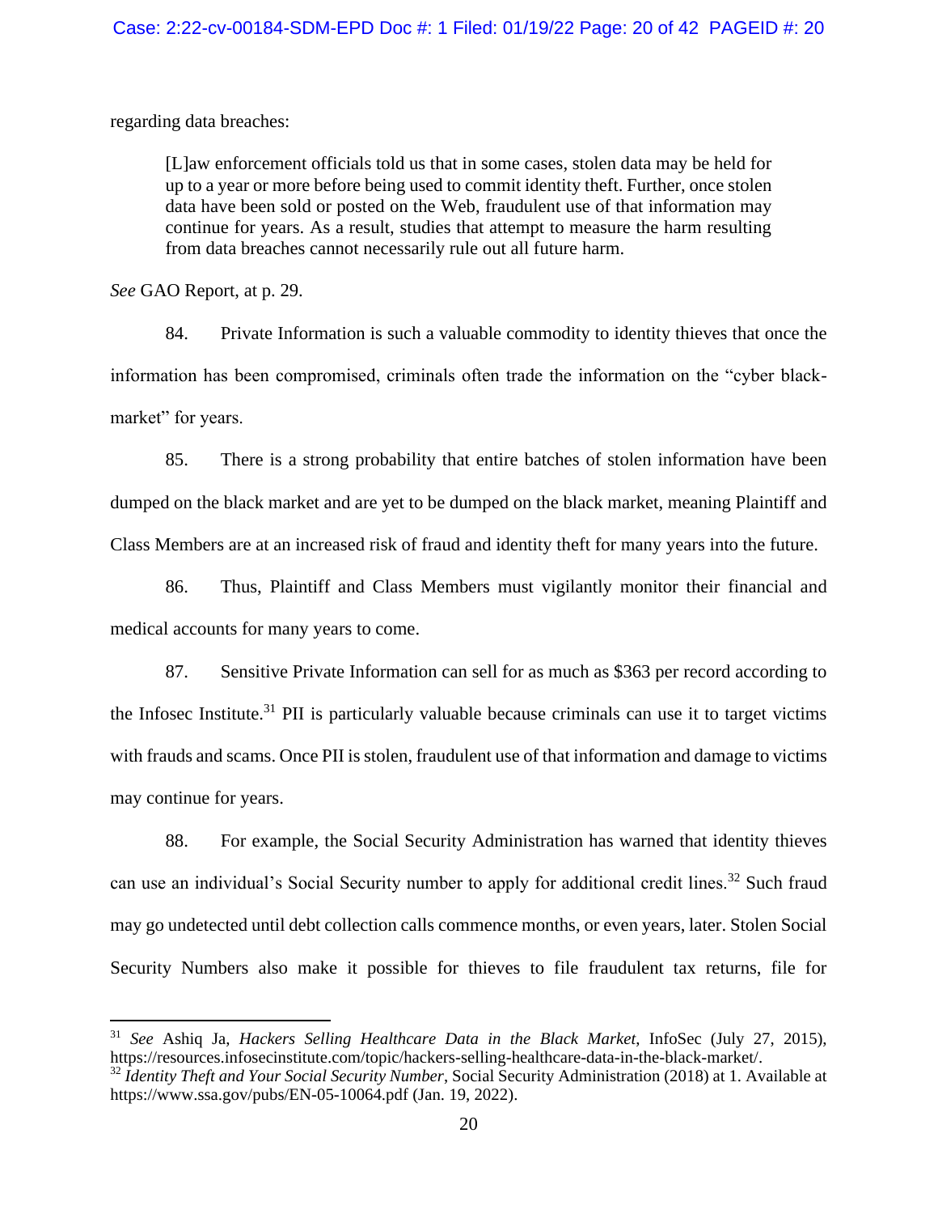regarding data breaches:

> [L]aw enforcement officials told us that in some cases, stolen data may be held for up to a year or more before being used to commit identity theft. Further, once stolen data have been sold or posted on the Web, fraudulent use of that information may continue for years. As a result, studies that attempt to measure the harm resulting from data breaches cannot necessarily rule out all future harm.

*See* GAO Report, at p. 29.

84. Private Information is such a valuable commodity to identity thieves that once the information has been compromised, criminals often trade the information on the "cyber black-market" for years.

85. There is a strong probability that entire batches of stolen information have been dumped on the black market and are yet to be dumped on the black market, meaning Plaintiff and Class Members are at an increased risk of fraud and identity theft for many years into the future.

86. Thus, Plaintiff and Class Members must vigilantly monitor their financial and medical accounts for many years to come.

87. Sensitive Private Information can sell for as much as $363 per record according to the Infosec Institute.[31] PII is particularly valuable because criminals can use it to target victims with frauds and scams. Once PII is stolen, fraudulent use of that information and damage to victims may continue for years.

88. For example, the Social Security Administration has warned that identity thieves can use an individual's Social Security number to apply for additional credit lines.[32] Such fraud may go undetected until debt collection calls commence months, or even years, later. Stolen Social Security Numbers also make it possible for thieves to file fraudulent tax returns, file for

---

[31] *See* Ashiq Ja, *Hackers Selling Healthcare Data in the Black Market*, InfoSec (July 27, 2015), https://resources.infosecinstitute.com/topic/hackers-selling-healthcare-data-in-the-black-market/.

[32] *Identity Theft and Your Social Security Number*, Social Security Administration (2018) at 1. Available at https://www.ssa.gov/pubs/EN-05-10064.pdf (Jan. 19, 2022).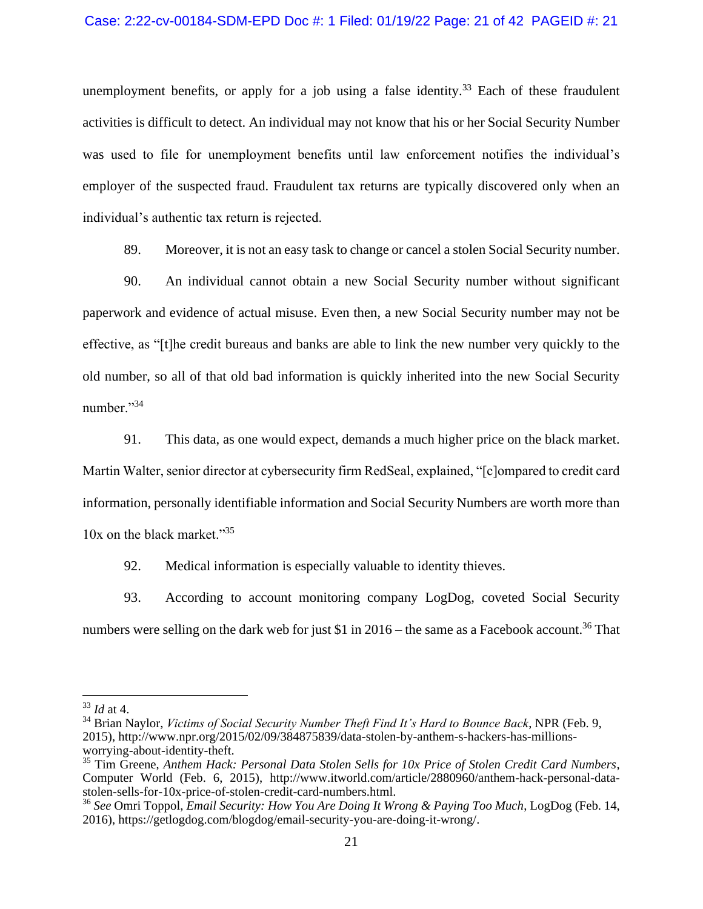unemployment benefits, or apply for a job using a false identity.[33] Each of these fraudulent activities is difficult to detect. An individual may not know that his or her Social Security Number was used to file for unemployment benefits until law enforcement notifies the individual's employer of the suspected fraud. Fraudulent tax returns are typically discovered only when an individual's authentic tax return is rejected.

89. Moreover, it is not an easy task to change or cancel a stolen Social Security number.

90. An individual cannot obtain a new Social Security number without significant paperwork and evidence of actual misuse. Even then, a new Social Security number may not be effective, as "[t]he credit bureaus and banks are able to link the new number very quickly to the old number, so all of that old bad information is quickly inherited into the new Social Security number."[34]

91. This data, as one would expect, demands a much higher price on the black market. Martin Walter, senior director at cybersecurity firm RedSeal, explained, "[c]ompared to credit card information, personally identifiable information and Social Security Numbers are worth more than 10x on the black market."[35]

92. Medical information is especially valuable to identity thieves.

93. According to account monitoring company LogDog, coveted Social Security numbers were selling on the dark web for just $1 in 2016 – the same as a Facebook account.[36] That

---

[33] *Id* at 4.

[34] Brian Naylor, *Victims of Social Security Number Theft Find It's Hard to Bounce Back*, NPR (Feb. 9, 2015), http://www.npr.org/2015/02/09/384875839/data-stolen-by-anthem-s-hackers-has-millions-worrying-about-identity-theft.

[35] Tim Greene, *Anthem Hack: Personal Data Stolen Sells for 10x Price of Stolen Credit Card Numbers*, Computer World (Feb. 6, 2015), http://www.itworld.com/article/2880960/anthem-hack-personal-data-stolen-sells-for-10x-price-of-stolen-credit-card-numbers.html.

[36] *See* Omri Toppol, *Email Security: How You Are Doing It Wrong & Paying Too Much*, LogDog (Feb. 14, 2016), https://getlogdog.com/blogdog/email-security-you-are-doing-it-wrong/.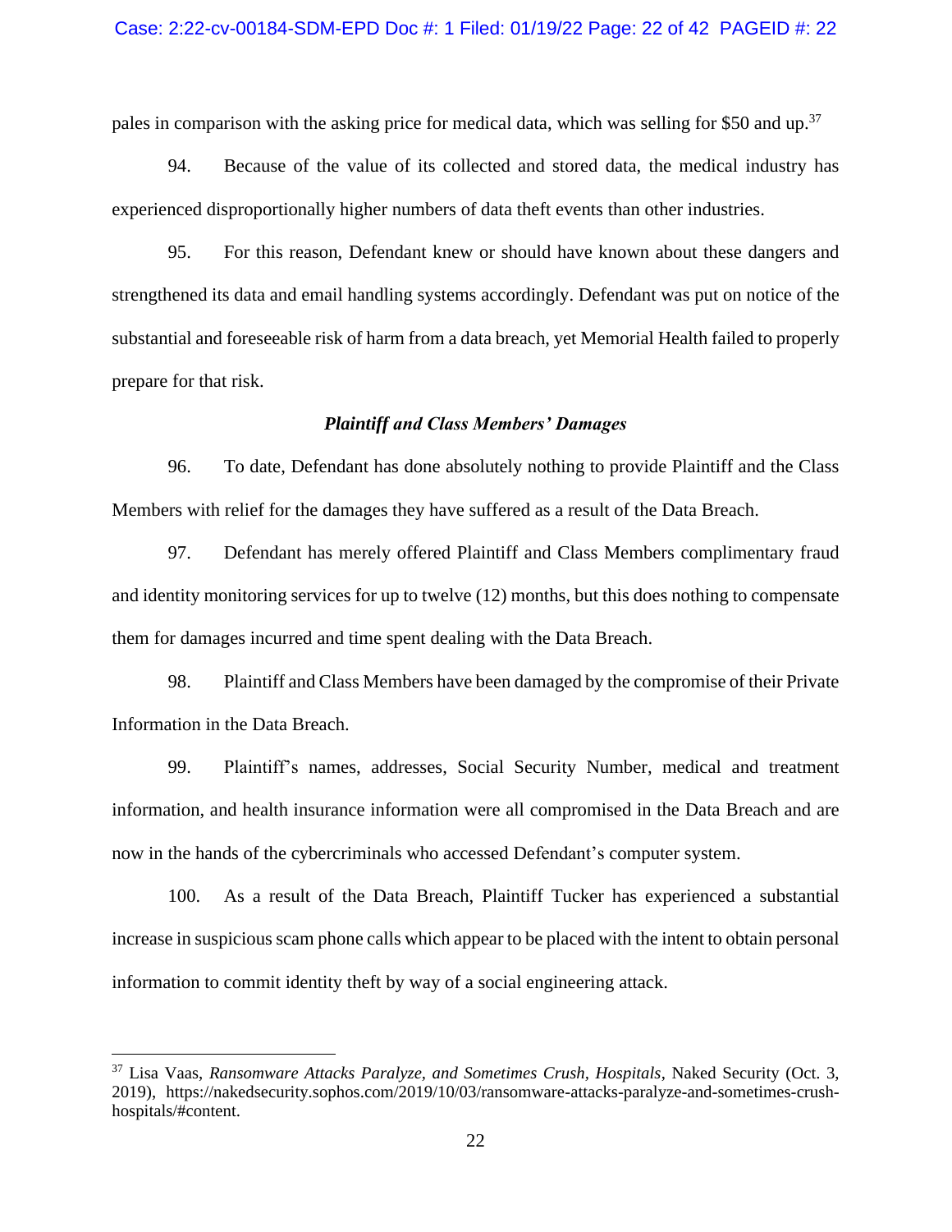pales in comparison with the asking price for medical data, which was selling for $50 and up.[37]

94. Because of the value of its collected and stored data, the medical industry has experienced disproportionally higher numbers of data theft events than other industries.

95. For this reason, Defendant knew or should have known about these dangers and strengthened its data and email handling systems accordingly. Defendant was put on notice of the substantial and foreseeable risk of harm from a data breach, yet Memorial Health failed to properly prepare for that risk.

***Plaintiff and Class Members' Damages***

96. To date, Defendant has done absolutely nothing to provide Plaintiff and the Class Members with relief for the damages they have suffered as a result of the Data Breach.

97. Defendant has merely offered Plaintiff and Class Members complimentary fraud and identity monitoring services for up to twelve (12) months, but this does nothing to compensate them for damages incurred and time spent dealing with the Data Breach.

98. Plaintiff and Class Members have been damaged by the compromise of their Private Information in the Data Breach.

99. Plaintiff's names, addresses, Social Security Number, medical and treatment information, and health insurance information were all compromised in the Data Breach and are now in the hands of the cybercriminals who accessed Defendant's computer system.

100. As a result of the Data Breach, Plaintiff Tucker has experienced a substantial increase in suspicious scam phone calls which appear to be placed with the intent to obtain personal information to commit identity theft by way of a social engineering attack.

---

[37] Lisa Vaas, *Ransomware Attacks Paralyze, and Sometimes Crush, Hospitals*, Naked Security (Oct. 3, 2019), https://nakedsecurity.sophos.com/2019/10/03/ransomware-attacks-paralyze-and-sometimes-crush-hospitals/#content.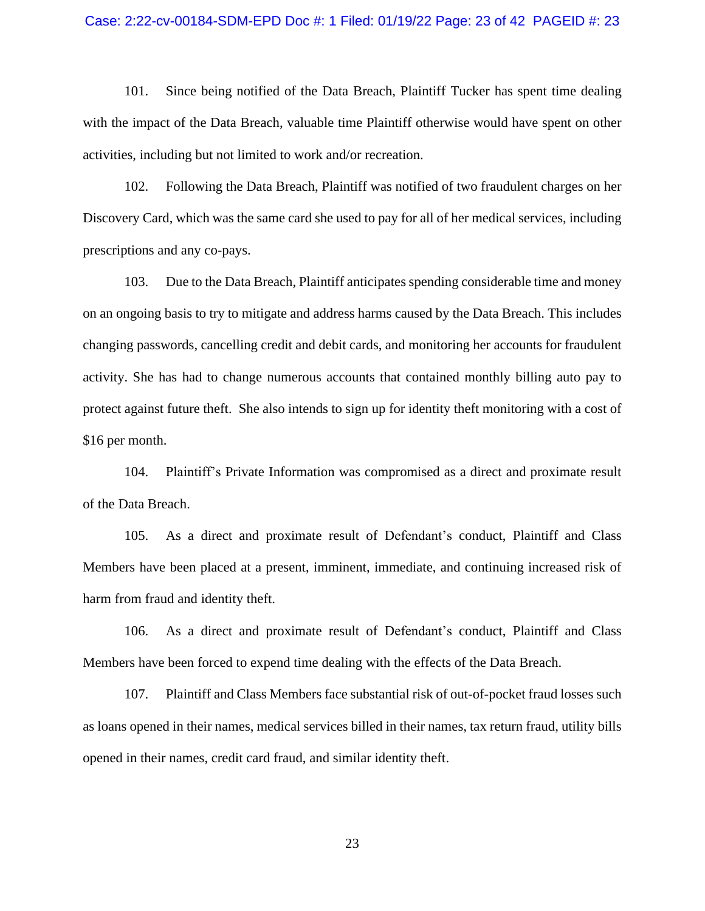101. Since being notified of the Data Breach, Plaintiff Tucker has spent time dealing with the impact of the Data Breach, valuable time Plaintiff otherwise would have spent on other activities, including but not limited to work and/or recreation.

102. Following the Data Breach, Plaintiff was notified of two fraudulent charges on her Discovery Card, which was the same card she used to pay for all of her medical services, including prescriptions and any co-pays.

103. Due to the Data Breach, Plaintiff anticipates spending considerable time and money on an ongoing basis to try to mitigate and address harms caused by the Data Breach. This includes changing passwords, cancelling credit and debit cards, and monitoring her accounts for fraudulent activity. She has had to change numerous accounts that contained monthly billing auto pay to protect against future theft. She also intends to sign up for identity theft monitoring with a cost of $16 per month.

104. Plaintiff's Private Information was compromised as a direct and proximate result of the Data Breach.

105. As a direct and proximate result of Defendant's conduct, Plaintiff and Class Members have been placed at a present, imminent, immediate, and continuing increased risk of harm from fraud and identity theft.

106. As a direct and proximate result of Defendant's conduct, Plaintiff and Class Members have been forced to expend time dealing with the effects of the Data Breach.

107. Plaintiff and Class Members face substantial risk of out-of-pocket fraud losses such as loans opened in their names, medical services billed in their names, tax return fraud, utility bills opened in their names, credit card fraud, and similar identity theft.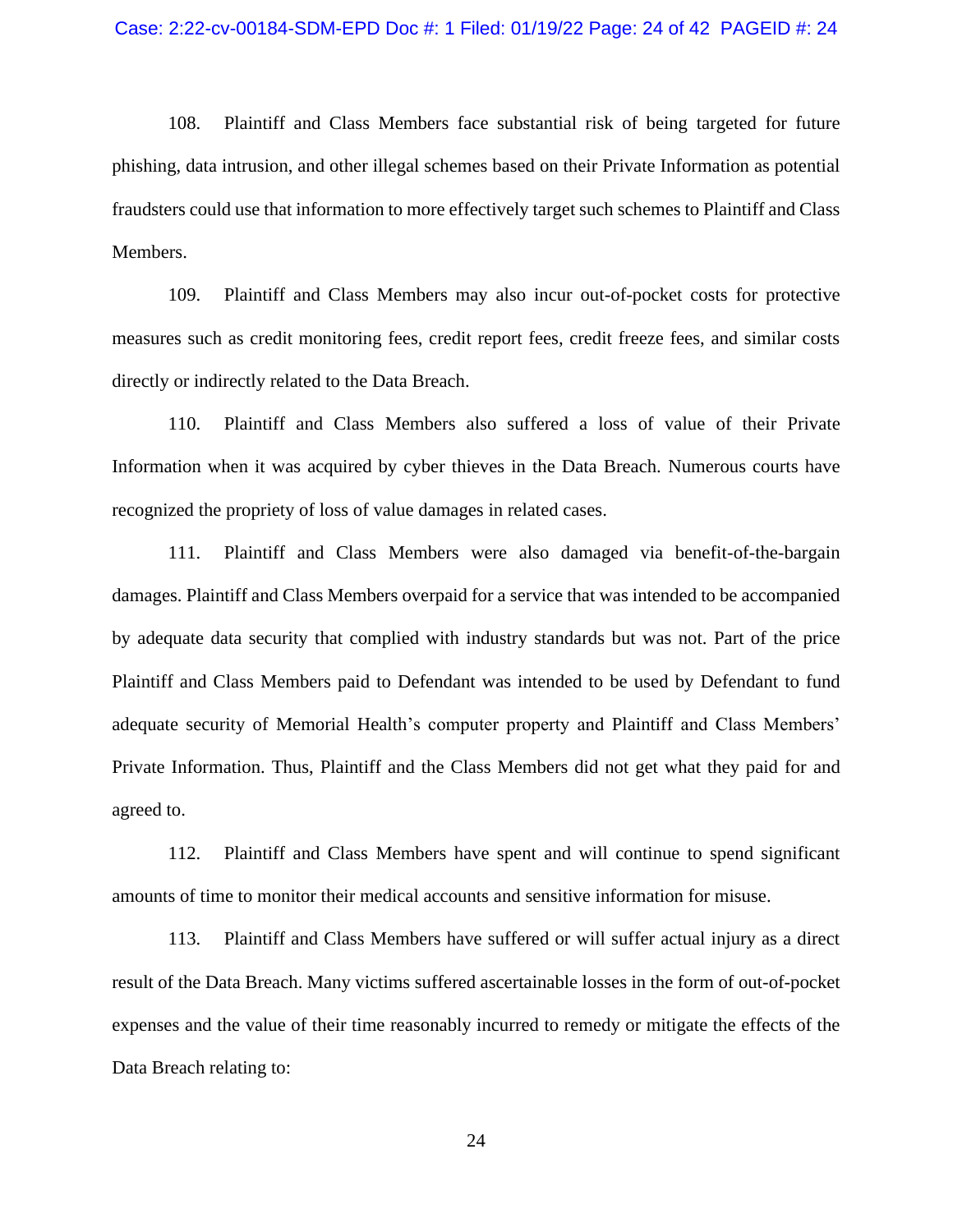108. Plaintiff and Class Members face substantial risk of being targeted for future phishing, data intrusion, and other illegal schemes based on their Private Information as potential fraudsters could use that information to more effectively target such schemes to Plaintiff and Class Members.

109. Plaintiff and Class Members may also incur out-of-pocket costs for protective measures such as credit monitoring fees, credit report fees, credit freeze fees, and similar costs directly or indirectly related to the Data Breach.

110. Plaintiff and Class Members also suffered a loss of value of their Private Information when it was acquired by cyber thieves in the Data Breach. Numerous courts have recognized the propriety of loss of value damages in related cases.

111. Plaintiff and Class Members were also damaged via benefit-of-the-bargain damages. Plaintiff and Class Members overpaid for a service that was intended to be accompanied by adequate data security that complied with industry standards but was not. Part of the price Plaintiff and Class Members paid to Defendant was intended to be used by Defendant to fund adequate security of Memorial Health's computer property and Plaintiff and Class Members' Private Information. Thus, Plaintiff and the Class Members did not get what they paid for and agreed to.

112. Plaintiff and Class Members have spent and will continue to spend significant amounts of time to monitor their medical accounts and sensitive information for misuse.

113. Plaintiff and Class Members have suffered or will suffer actual injury as a direct result of the Data Breach. Many victims suffered ascertainable losses in the form of out-of-pocket expenses and the value of their time reasonably incurred to remedy or mitigate the effects of the Data Breach relating to: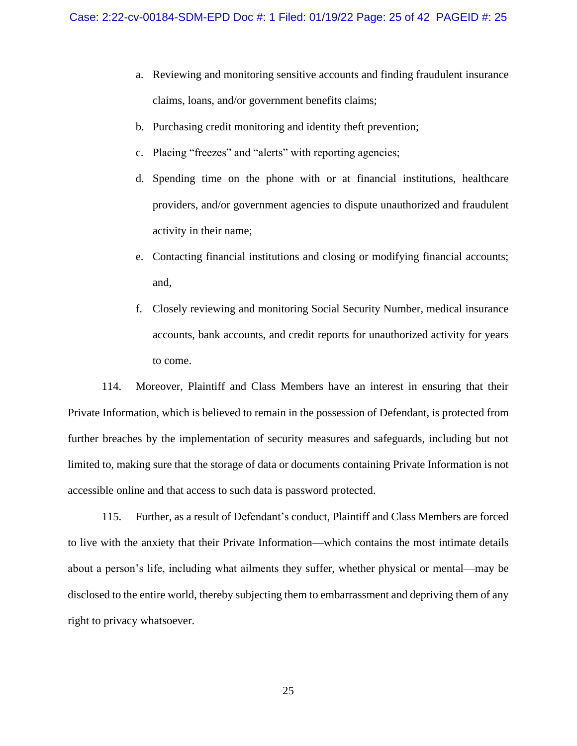a. Reviewing and monitoring sensitive accounts and finding fraudulent insurance claims, loans, and/or government benefits claims;

b. Purchasing credit monitoring and identity theft prevention;

c. Placing “freezes” and “alerts” with reporting agencies;

d. Spending time on the phone with or at financial institutions, healthcare providers, and/or government agencies to dispute unauthorized and fraudulent activity in their name;

e. Contacting financial institutions and closing or modifying financial accounts; and,

f. Closely reviewing and monitoring Social Security Number, medical insurance accounts, bank accounts, and credit reports for unauthorized activity for years to come.

114. Moreover, Plaintiff and Class Members have an interest in ensuring that their Private Information, which is believed to remain in the possession of Defendant, is protected from further breaches by the implementation of security measures and safeguards, including but not limited to, making sure that the storage of data or documents containing Private Information is not accessible online and that access to such data is password protected.

115. Further, as a result of Defendant’s conduct, Plaintiff and Class Members are forced to live with the anxiety that their Private Information—which contains the most intimate details about a person’s life, including what ailments they suffer, whether physical or mental—may be disclosed to the entire world, thereby subjecting them to embarrassment and depriving them of any right to privacy whatsoever.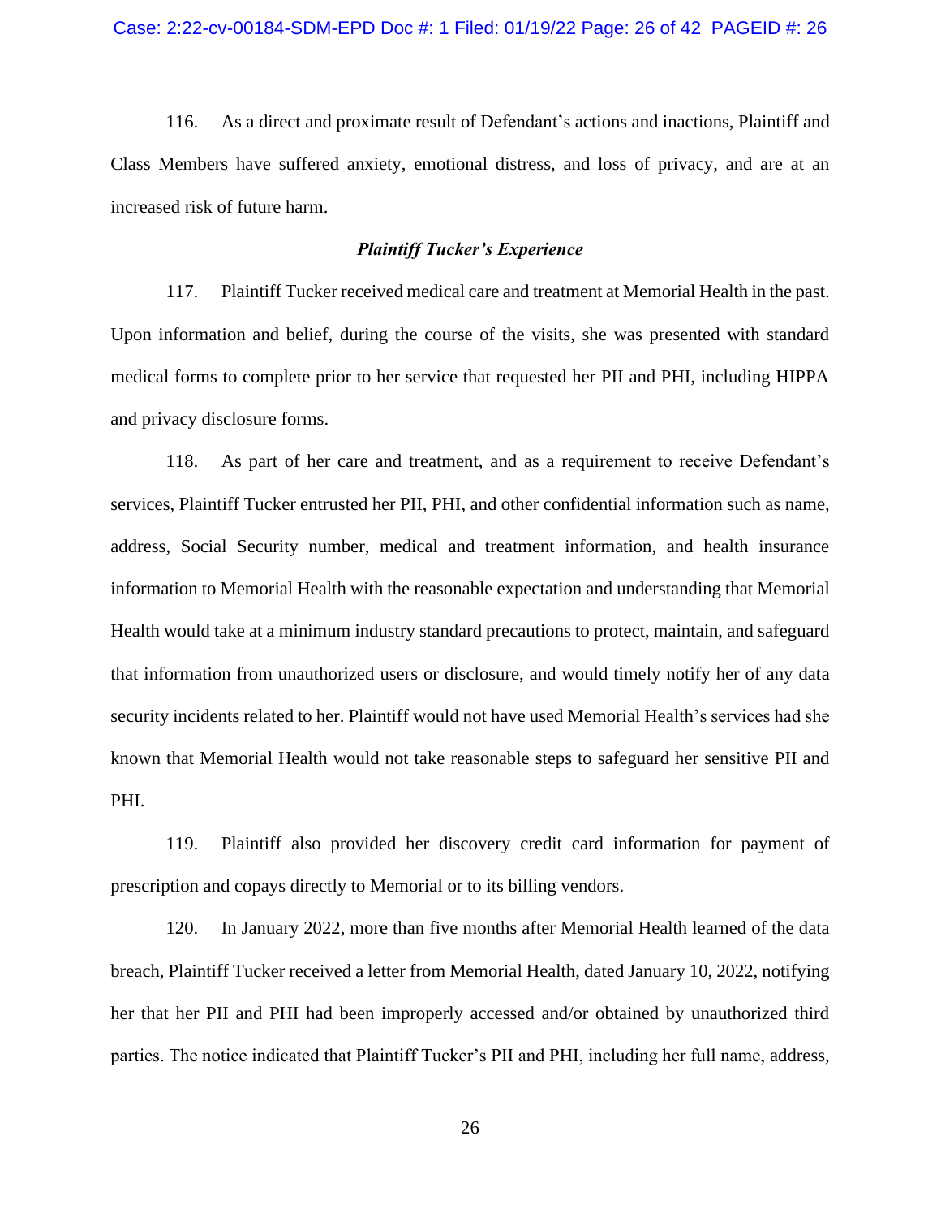116. As a direct and proximate result of Defendant's actions and inactions, Plaintiff and Class Members have suffered anxiety, emotional distress, and loss of privacy, and are at an increased risk of future harm.

### *Plaintiff Tucker's Experience*

117. Plaintiff Tucker received medical care and treatment at Memorial Health in the past. Upon information and belief, during the course of the visits, she was presented with standard medical forms to complete prior to her service that requested her PII and PHI, including HIPPA and privacy disclosure forms.

118. As part of her care and treatment, and as a requirement to receive Defendant's services, Plaintiff Tucker entrusted her PII, PHI, and other confidential information such as name, address, Social Security number, medical and treatment information, and health insurance information to Memorial Health with the reasonable expectation and understanding that Memorial Health would take at a minimum industry standard precautions to protect, maintain, and safeguard that information from unauthorized users or disclosure, and would timely notify her of any data security incidents related to her. Plaintiff would not have used Memorial Health's services had she known that Memorial Health would not take reasonable steps to safeguard her sensitive PII and PHI.

119. Plaintiff also provided her discovery credit card information for payment of prescription and copays directly to Memorial or to its billing vendors.

120. In January 2022, more than five months after Memorial Health learned of the data breach, Plaintiff Tucker received a letter from Memorial Health, dated January 10, 2022, notifying her that her PII and PHI had been improperly accessed and/or obtained by unauthorized third parties. The notice indicated that Plaintiff Tucker's PII and PHI, including her full name, address,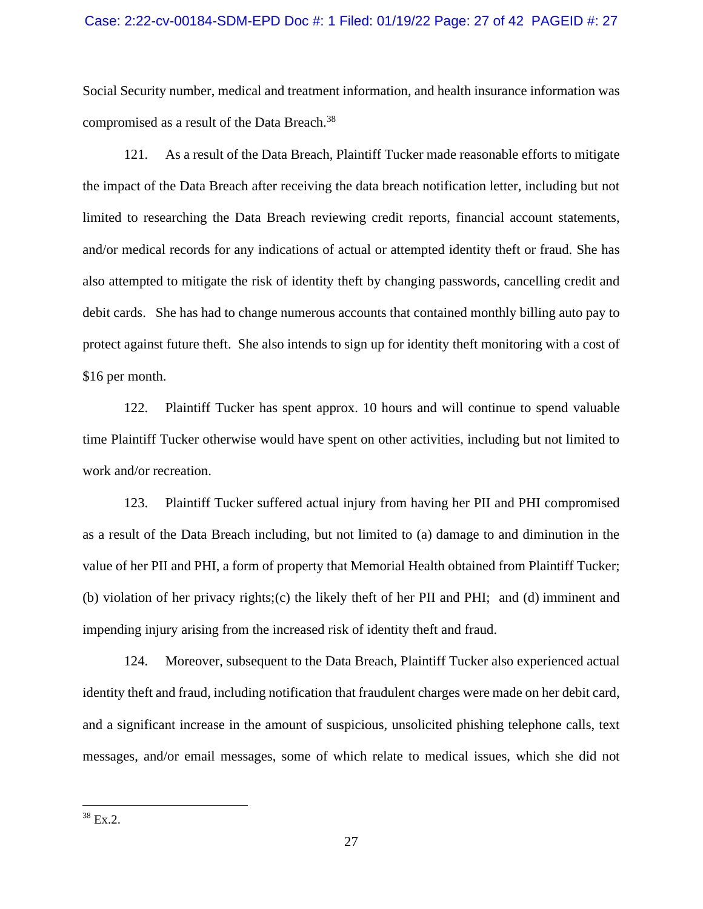Social Security number, medical and treatment information, and health insurance information was compromised as a result of the Data Breach.[38]

121. As a result of the Data Breach, Plaintiff Tucker made reasonable efforts to mitigate the impact of the Data Breach after receiving the data breach notification letter, including but not limited to researching the Data Breach reviewing credit reports, financial account statements, and/or medical records for any indications of actual or attempted identity theft or fraud. She has also attempted to mitigate the risk of identity theft by changing passwords, cancelling credit and debit cards. She has had to change numerous accounts that contained monthly billing auto pay to protect against future theft. She also intends to sign up for identity theft monitoring with a cost of $16 per month.

122. Plaintiff Tucker has spent approx. 10 hours and will continue to spend valuable time Plaintiff Tucker otherwise would have spent on other activities, including but not limited to work and/or recreation.

123. Plaintiff Tucker suffered actual injury from having her PII and PHI compromised as a result of the Data Breach including, but not limited to (a) damage to and diminution in the value of her PII and PHI, a form of property that Memorial Health obtained from Plaintiff Tucker; (b) violation of her privacy rights;(c) the likely theft of her PII and PHI; and (d) imminent and impending injury arising from the increased risk of identity theft and fraud.

124. Moreover, subsequent to the Data Breach, Plaintiff Tucker also experienced actual identity theft and fraud, including notification that fraudulent charges were made on her debit card, and a significant increase in the amount of suspicious, unsolicited phishing telephone calls, text messages, and/or email messages, some of which relate to medical issues, which she did not

---

[38] Ex.2.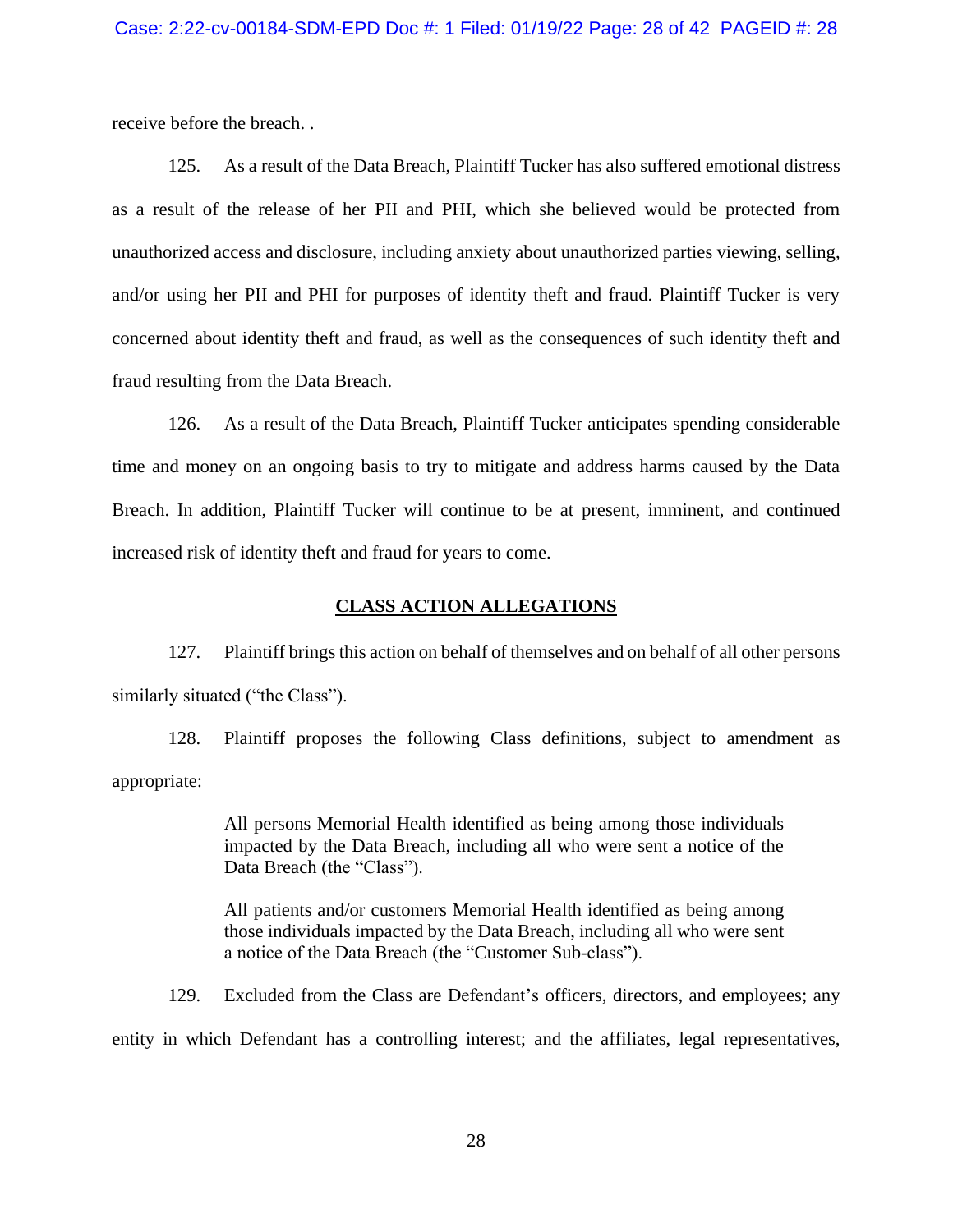receive before the breach. .

125. As a result of the Data Breach, Plaintiff Tucker has also suffered emotional distress as a result of the release of her PII and PHI, which she believed would be protected from unauthorized access and disclosure, including anxiety about unauthorized parties viewing, selling, and/or using her PII and PHI for purposes of identity theft and fraud. Plaintiff Tucker is very concerned about identity theft and fraud, as well as the consequences of such identity theft and fraud resulting from the Data Breach.

126. As a result of the Data Breach, Plaintiff Tucker anticipates spending considerable time and money on an ongoing basis to try to mitigate and address harms caused by the Data Breach. In addition, Plaintiff Tucker will continue to be at present, imminent, and continued increased risk of identity theft and fraud for years to come.

## CLASS ACTION ALLEGATIONS

127. Plaintiff brings this action on behalf of themselves and on behalf of all other persons similarly situated ("the Class").

128. Plaintiff proposes the following Class definitions, subject to amendment as appropriate:

> All persons Memorial Health identified as being among those individuals impacted by the Data Breach, including all who were sent a notice of the Data Breach (the "Class").
>
> All patients and/or customers Memorial Health identified as being among those individuals impacted by the Data Breach, including all who were sent a notice of the Data Breach (the "Customer Sub-class").

129. Excluded from the Class are Defendant's officers, directors, and employees; any entity in which Defendant has a controlling interest; and the affiliates, legal representatives,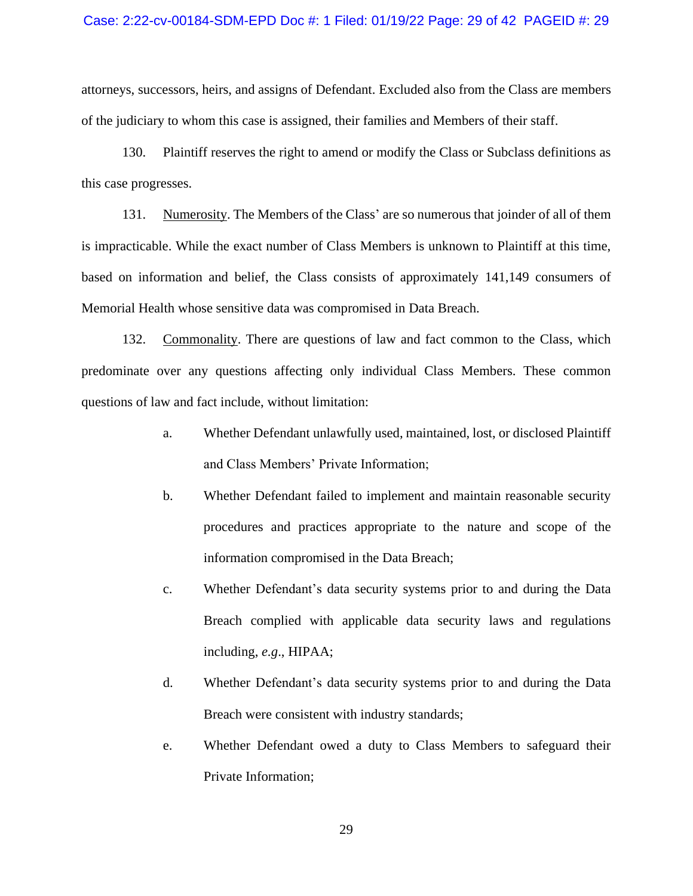attorneys, successors, heirs, and assigns of Defendant. Excluded also from the Class are members of the judiciary to whom this case is assigned, their families and Members of their staff.

130. Plaintiff reserves the right to amend or modify the Class or Subclass definitions as this case progresses.

131. <u>Numerosity</u>. The Members of the Class' are so numerous that joinder of all of them is impracticable. While the exact number of Class Members is unknown to Plaintiff at this time, based on information and belief, the Class consists of approximately 141,149 consumers of Memorial Health whose sensitive data was compromised in Data Breach.

132. <u>Commonality</u>. There are questions of law and fact common to the Class, which predominate over any questions affecting only individual Class Members. These common questions of law and fact include, without limitation:

a. Whether Defendant unlawfully used, maintained, lost, or disclosed Plaintiff and Class Members' Private Information;

b. Whether Defendant failed to implement and maintain reasonable security procedures and practices appropriate to the nature and scope of the information compromised in the Data Breach;

c. Whether Defendant's data security systems prior to and during the Data Breach complied with applicable data security laws and regulations including, *e.g.*, HIPAA;

d. Whether Defendant's data security systems prior to and during the Data Breach were consistent with industry standards;

e. Whether Defendant owed a duty to Class Members to safeguard their Private Information;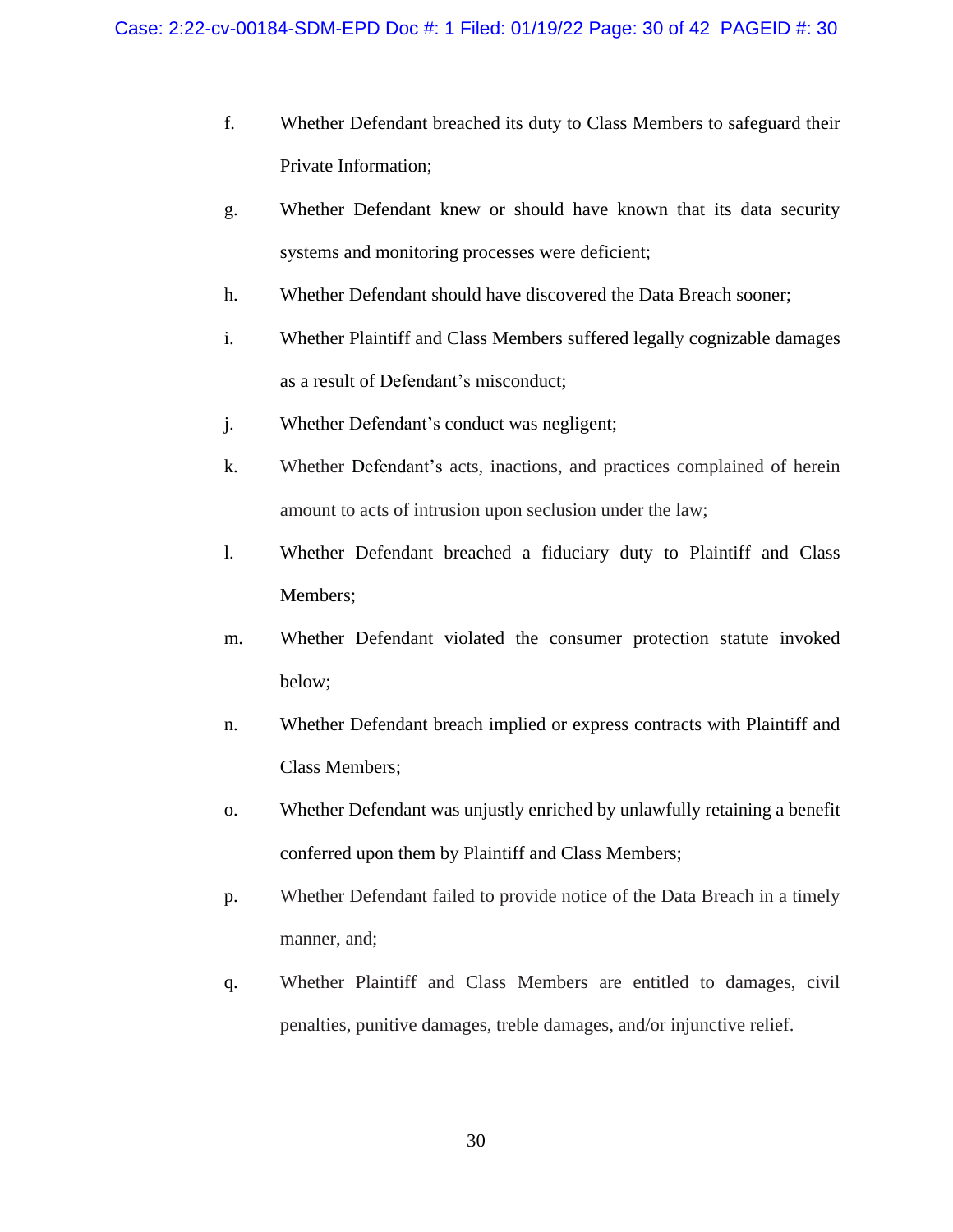f. Whether Defendant breached its duty to Class Members to safeguard their Private Information;

g. Whether Defendant knew or should have known that its data security systems and monitoring processes were deficient;

h. Whether Defendant should have discovered the Data Breach sooner;

i. Whether Plaintiff and Class Members suffered legally cognizable damages as a result of Defendant's misconduct;

j. Whether Defendant's conduct was negligent;

k. Whether Defendant's acts, inactions, and practices complained of herein amount to acts of intrusion upon seclusion under the law;

l. Whether Defendant breached a fiduciary duty to Plaintiff and Class Members;

m. Whether Defendant violated the consumer protection statute invoked below;

n. Whether Defendant breach implied or express contracts with Plaintiff and Class Members;

o. Whether Defendant was unjustly enriched by unlawfully retaining a benefit conferred upon them by Plaintiff and Class Members;

p. Whether Defendant failed to provide notice of the Data Breach in a timely manner, and;

q. Whether Plaintiff and Class Members are entitled to damages, civil penalties, punitive damages, treble damages, and/or injunctive relief.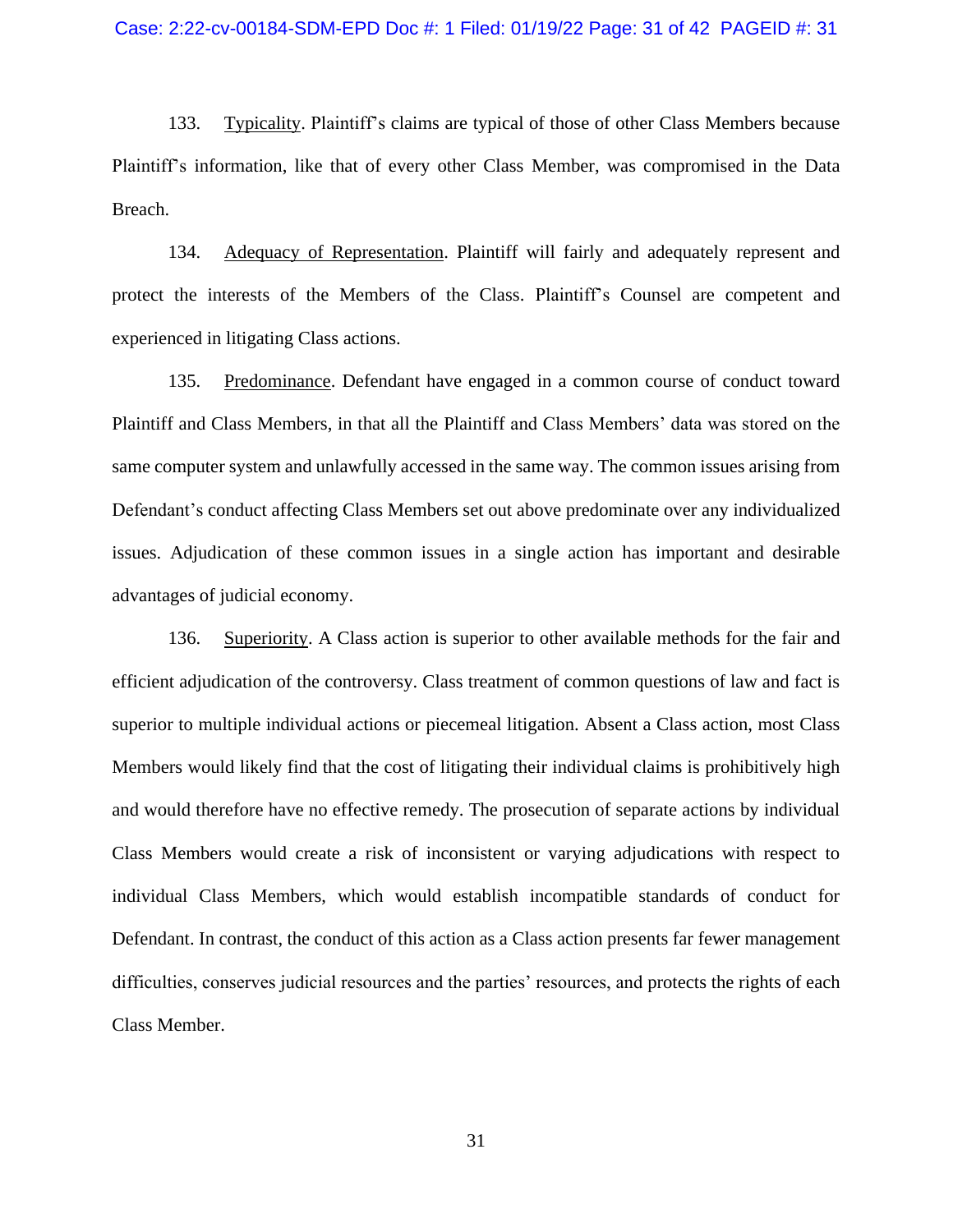133. Typicality. Plaintiff's claims are typical of those of other Class Members because Plaintiff's information, like that of every other Class Member, was compromised in the Data Breach.

134. Adequacy of Representation. Plaintiff will fairly and adequately represent and protect the interests of the Members of the Class. Plaintiff's Counsel are competent and experienced in litigating Class actions.

135. Predominance. Defendant have engaged in a common course of conduct toward Plaintiff and Class Members, in that all the Plaintiff and Class Members' data was stored on the same computer system and unlawfully accessed in the same way. The common issues arising from Defendant's conduct affecting Class Members set out above predominate over any individualized issues. Adjudication of these common issues in a single action has important and desirable advantages of judicial economy.

136. Superiority. A Class action is superior to other available methods for the fair and efficient adjudication of the controversy. Class treatment of common questions of law and fact is superior to multiple individual actions or piecemeal litigation. Absent a Class action, most Class Members would likely find that the cost of litigating their individual claims is prohibitively high and would therefore have no effective remedy. The prosecution of separate actions by individual Class Members would create a risk of inconsistent or varying adjudications with respect to individual Class Members, which would establish incompatible standards of conduct for Defendant. In contrast, the conduct of this action as a Class action presents far fewer management difficulties, conserves judicial resources and the parties' resources, and protects the rights of each Class Member.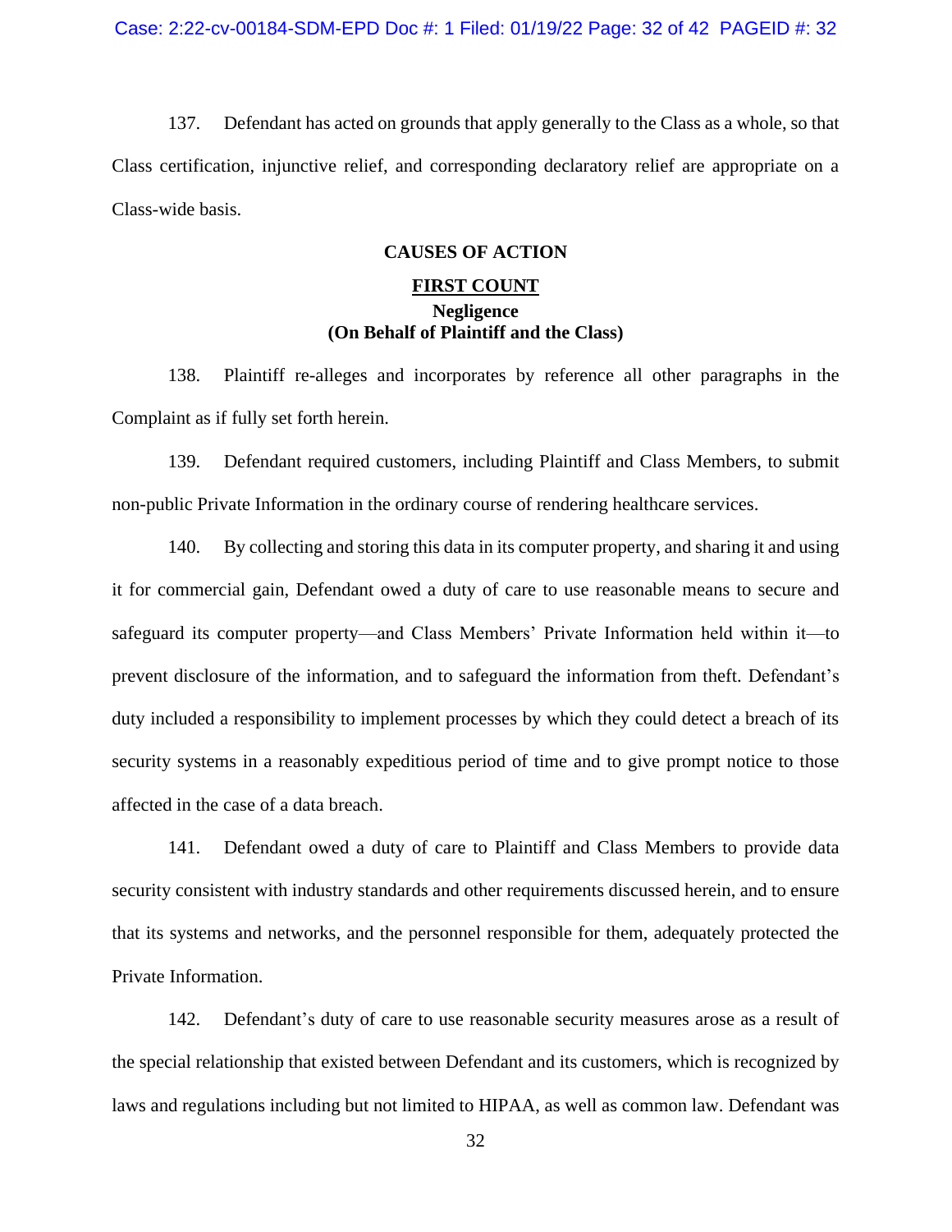137. Defendant has acted on grounds that apply generally to the Class as a whole, so that Class certification, injunctive relief, and corresponding declaratory relief are appropriate on a Class-wide basis.

## CAUSES OF ACTION

### FIRST COUNT

**Negligence**
**(On Behalf of Plaintiff and the Class)**

138. Plaintiff re-alleges and incorporates by reference all other paragraphs in the Complaint as if fully set forth herein.

139. Defendant required customers, including Plaintiff and Class Members, to submit non-public Private Information in the ordinary course of rendering healthcare services.

140. By collecting and storing this data in its computer property, and sharing it and using it for commercial gain, Defendant owed a duty of care to use reasonable means to secure and safeguard its computer property—and Class Members' Private Information held within it—to prevent disclosure of the information, and to safeguard the information from theft. Defendant's duty included a responsibility to implement processes by which they could detect a breach of its security systems in a reasonably expeditious period of time and to give prompt notice to those affected in the case of a data breach.

141. Defendant owed a duty of care to Plaintiff and Class Members to provide data security consistent with industry standards and other requirements discussed herein, and to ensure that its systems and networks, and the personnel responsible for them, adequately protected the Private Information.

142. Defendant's duty of care to use reasonable security measures arose as a result of the special relationship that existed between Defendant and its customers, which is recognized by laws and regulations including but not limited to HIPAA, as well as common law. Defendant was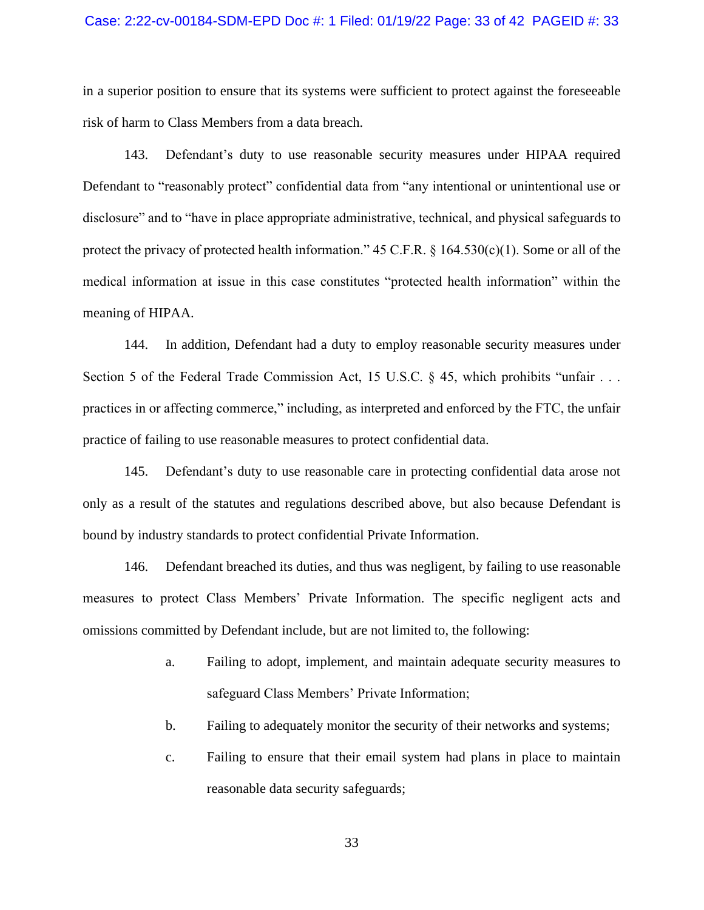in a superior position to ensure that its systems were sufficient to protect against the foreseeable risk of harm to Class Members from a data breach.

143. Defendant's duty to use reasonable security measures under HIPAA required Defendant to "reasonably protect" confidential data from "any intentional or unintentional use or disclosure" and to "have in place appropriate administrative, technical, and physical safeguards to protect the privacy of protected health information." 45 C.F.R. § 164.530(c)(1). Some or all of the medical information at issue in this case constitutes "protected health information" within the meaning of HIPAA.

144. In addition, Defendant had a duty to employ reasonable security measures under Section 5 of the Federal Trade Commission Act, 15 U.S.C. § 45, which prohibits "unfair . . . practices in or affecting commerce," including, as interpreted and enforced by the FTC, the unfair practice of failing to use reasonable measures to protect confidential data.

145. Defendant's duty to use reasonable care in protecting confidential data arose not only as a result of the statutes and regulations described above, but also because Defendant is bound by industry standards to protect confidential Private Information.

146. Defendant breached its duties, and thus was negligent, by failing to use reasonable measures to protect Class Members' Private Information. The specific negligent acts and omissions committed by Defendant include, but are not limited to, the following:

a. Failing to adopt, implement, and maintain adequate security measures to safeguard Class Members' Private Information;

b. Failing to adequately monitor the security of their networks and systems;

c. Failing to ensure that their email system had plans in place to maintain reasonable data security safeguards;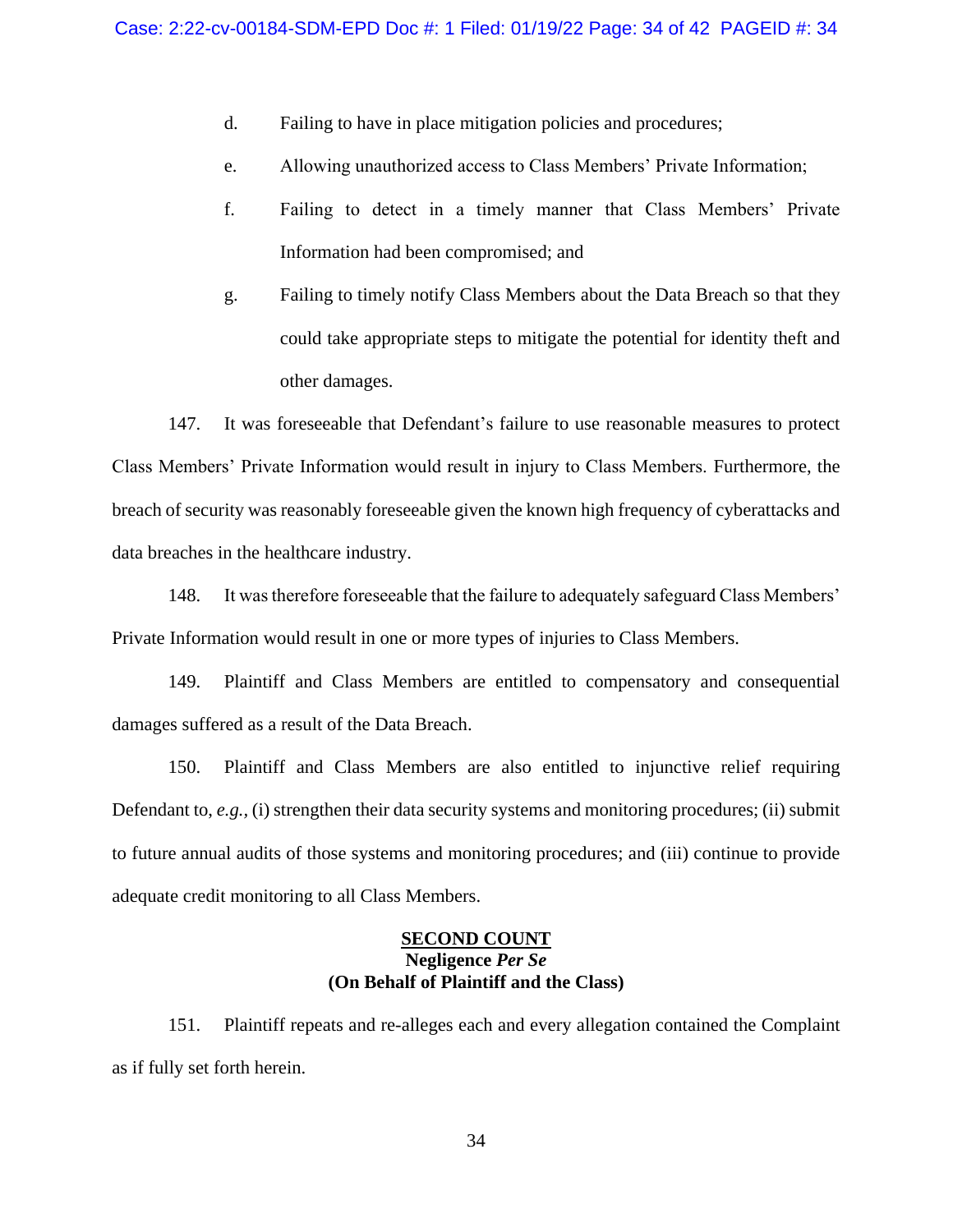d. Failing to have in place mitigation policies and procedures;

e. Allowing unauthorized access to Class Members' Private Information;

f. Failing to detect in a timely manner that Class Members' Private Information had been compromised; and

g. Failing to timely notify Class Members about the Data Breach so that they could take appropriate steps to mitigate the potential for identity theft and other damages.

147. It was foreseeable that Defendant's failure to use reasonable measures to protect Class Members' Private Information would result in injury to Class Members. Furthermore, the breach of security was reasonably foreseeable given the known high frequency of cyberattacks and data breaches in the healthcare industry.

148. It was therefore foreseeable that the failure to adequately safeguard Class Members' Private Information would result in one or more types of injuries to Class Members.

149. Plaintiff and Class Members are entitled to compensatory and consequential damages suffered as a result of the Data Breach.

150. Plaintiff and Class Members are also entitled to injunctive relief requiring Defendant to, *e.g.*, (i) strengthen their data security systems and monitoring procedures; (ii) submit to future annual audits of those systems and monitoring procedures; and (iii) continue to provide adequate credit monitoring to all Class Members.

## SECOND COUNT
### Negligence *Per Se*
### (On Behalf of Plaintiff and the Class)

151. Plaintiff repeats and re-alleges each and every allegation contained the Complaint as if fully set forth herein.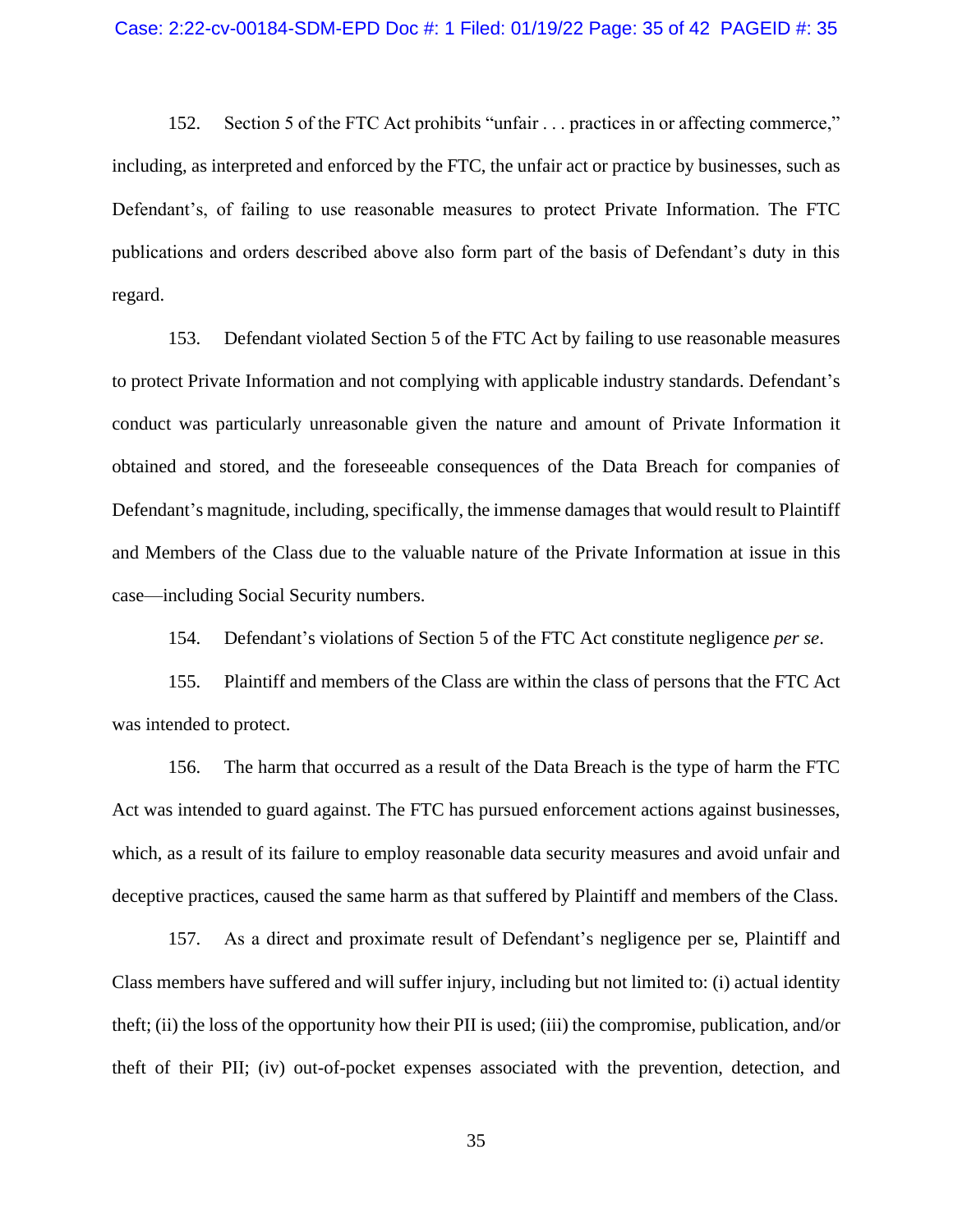152. Section 5 of the FTC Act prohibits "unfair . . . practices in or affecting commerce," including, as interpreted and enforced by the FTC, the unfair act or practice by businesses, such as Defendant's, of failing to use reasonable measures to protect Private Information. The FTC publications and orders described above also form part of the basis of Defendant's duty in this regard.

153. Defendant violated Section 5 of the FTC Act by failing to use reasonable measures to protect Private Information and not complying with applicable industry standards. Defendant's conduct was particularly unreasonable given the nature and amount of Private Information it obtained and stored, and the foreseeable consequences of the Data Breach for companies of Defendant's magnitude, including, specifically, the immense damages that would result to Plaintiff and Members of the Class due to the valuable nature of the Private Information at issue in this case—including Social Security numbers.

154. Defendant's violations of Section 5 of the FTC Act constitute negligence *per se*.

155. Plaintiff and members of the Class are within the class of persons that the FTC Act was intended to protect.

156. The harm that occurred as a result of the Data Breach is the type of harm the FTC Act was intended to guard against. The FTC has pursued enforcement actions against businesses, which, as a result of its failure to employ reasonable data security measures and avoid unfair and deceptive practices, caused the same harm as that suffered by Plaintiff and members of the Class.

157. As a direct and proximate result of Defendant's negligence per se, Plaintiff and Class members have suffered and will suffer injury, including but not limited to: (i) actual identity theft; (ii) the loss of the opportunity how their PII is used; (iii) the compromise, publication, and/or theft of their PII; (iv) out-of-pocket expenses associated with the prevention, detection, and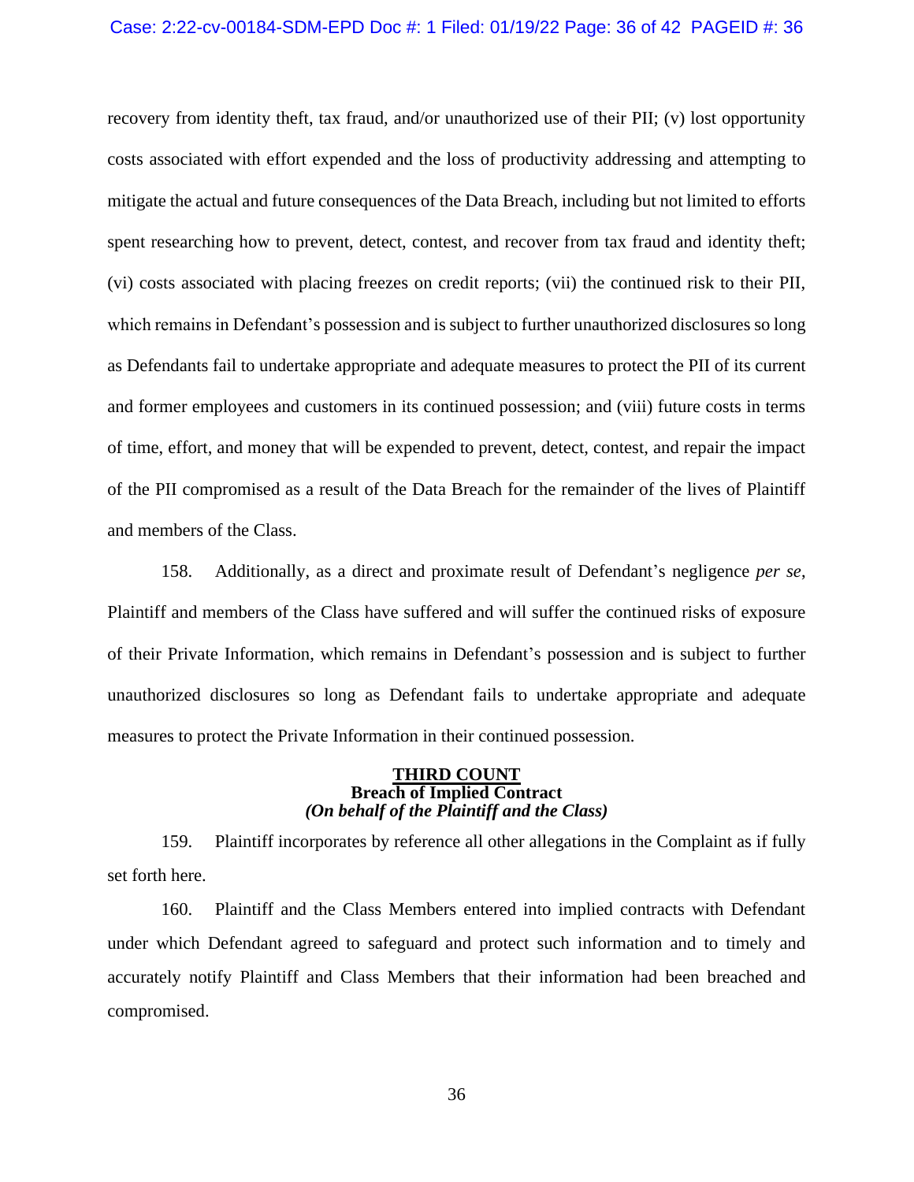recovery from identity theft, tax fraud, and/or unauthorized use of their PII; (v) lost opportunity costs associated with effort expended and the loss of productivity addressing and attempting to mitigate the actual and future consequences of the Data Breach, including but not limited to efforts spent researching how to prevent, detect, contest, and recover from tax fraud and identity theft; (vi) costs associated with placing freezes on credit reports; (vii) the continued risk to their PII, which remains in Defendant's possession and is subject to further unauthorized disclosures so long as Defendants fail to undertake appropriate and adequate measures to protect the PII of its current and former employees and customers in its continued possession; and (viii) future costs in terms of time, effort, and money that will be expended to prevent, detect, contest, and repair the impact of the PII compromised as a result of the Data Breach for the remainder of the lives of Plaintiff and members of the Class.

158. Additionally, as a direct and proximate result of Defendant's negligence *per se*, Plaintiff and members of the Class have suffered and will suffer the continued risks of exposure of their Private Information, which remains in Defendant's possession and is subject to further unauthorized disclosures so long as Defendant fails to undertake appropriate and adequate measures to protect the Private Information in their continued possession.

## <u>THIRD COUNT</u>
**Breach of Implied Contract**
***(On behalf of the Plaintiff and the Class)***

159. Plaintiff incorporates by reference all other allegations in the Complaint as if fully set forth here.

160. Plaintiff and the Class Members entered into implied contracts with Defendant under which Defendant agreed to safeguard and protect such information and to timely and accurately notify Plaintiff and Class Members that their information had been breached and compromised.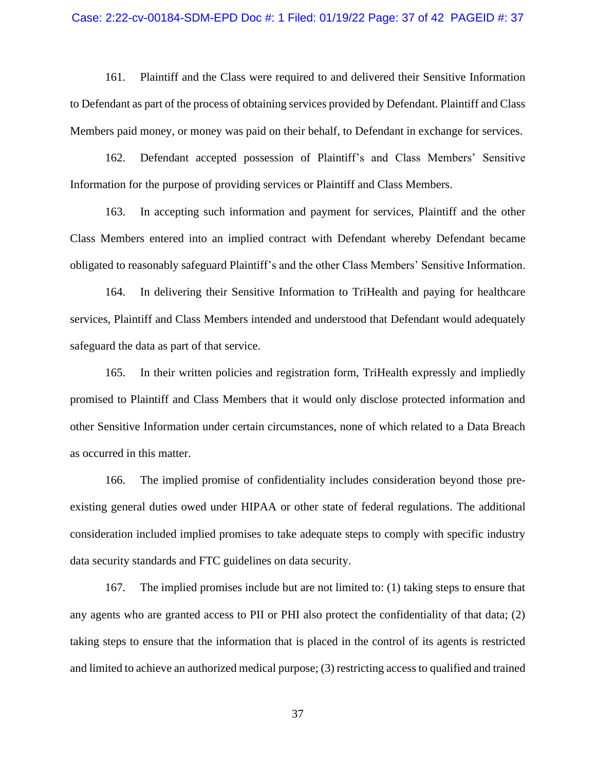161. Plaintiff and the Class were required to and delivered their Sensitive Information to Defendant as part of the process of obtaining services provided by Defendant. Plaintiff and Class Members paid money, or money was paid on their behalf, to Defendant in exchange for services.

162. Defendant accepted possession of Plaintiff's and Class Members' Sensitive Information for the purpose of providing services or Plaintiff and Class Members.

163. In accepting such information and payment for services, Plaintiff and the other Class Members entered into an implied contract with Defendant whereby Defendant became obligated to reasonably safeguard Plaintiff's and the other Class Members' Sensitive Information.

164. In delivering their Sensitive Information to TriHealth and paying for healthcare services, Plaintiff and Class Members intended and understood that Defendant would adequately safeguard the data as part of that service.

165. In their written policies and registration form, TriHealth expressly and impliedly promised to Plaintiff and Class Members that it would only disclose protected information and other Sensitive Information under certain circumstances, none of which related to a Data Breach as occurred in this matter.

166. The implied promise of confidentiality includes consideration beyond those pre-existing general duties owed under HIPAA or other state of federal regulations. The additional consideration included implied promises to take adequate steps to comply with specific industry data security standards and FTC guidelines on data security.

167. The implied promises include but are not limited to: (1) taking steps to ensure that any agents who are granted access to PII or PHI also protect the confidentiality of that data; (2) taking steps to ensure that the information that is placed in the control of its agents is restricted and limited to achieve an authorized medical purpose; (3) restricting access to qualified and trained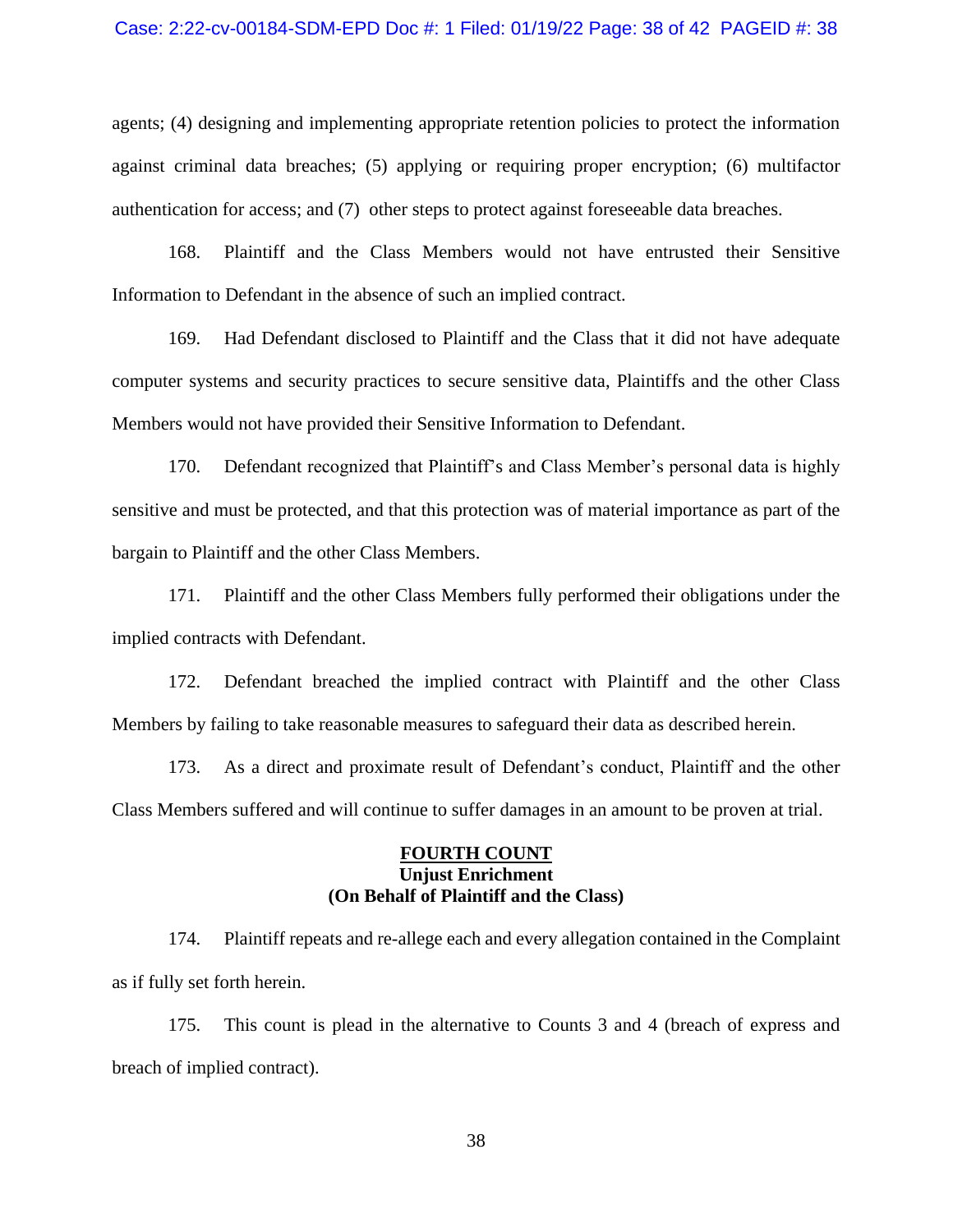agents; (4) designing and implementing appropriate retention policies to protect the information against criminal data breaches; (5) applying or requiring proper encryption; (6) multifactor authentication for access; and (7) other steps to protect against foreseeable data breaches.

168. Plaintiff and the Class Members would not have entrusted their Sensitive Information to Defendant in the absence of such an implied contract.

169. Had Defendant disclosed to Plaintiff and the Class that it did not have adequate computer systems and security practices to secure sensitive data, Plaintiffs and the other Class Members would not have provided their Sensitive Information to Defendant.

170. Defendant recognized that Plaintiff's and Class Member's personal data is highly sensitive and must be protected, and that this protection was of material importance as part of the bargain to Plaintiff and the other Class Members.

171. Plaintiff and the other Class Members fully performed their obligations under the implied contracts with Defendant.

172. Defendant breached the implied contract with Plaintiff and the other Class Members by failing to take reasonable measures to safeguard their data as described herein.

173. As a direct and proximate result of Defendant's conduct, Plaintiff and the other Class Members suffered and will continue to suffer damages in an amount to be proven at trial.

**FOURTH COUNT**
**Unjust Enrichment**
**(On Behalf of Plaintiff and the Class)**

174. Plaintiff repeats and re-allege each and every allegation contained in the Complaint as if fully set forth herein.

175. This count is plead in the alternative to Counts 3 and 4 (breach of express and breach of implied contract).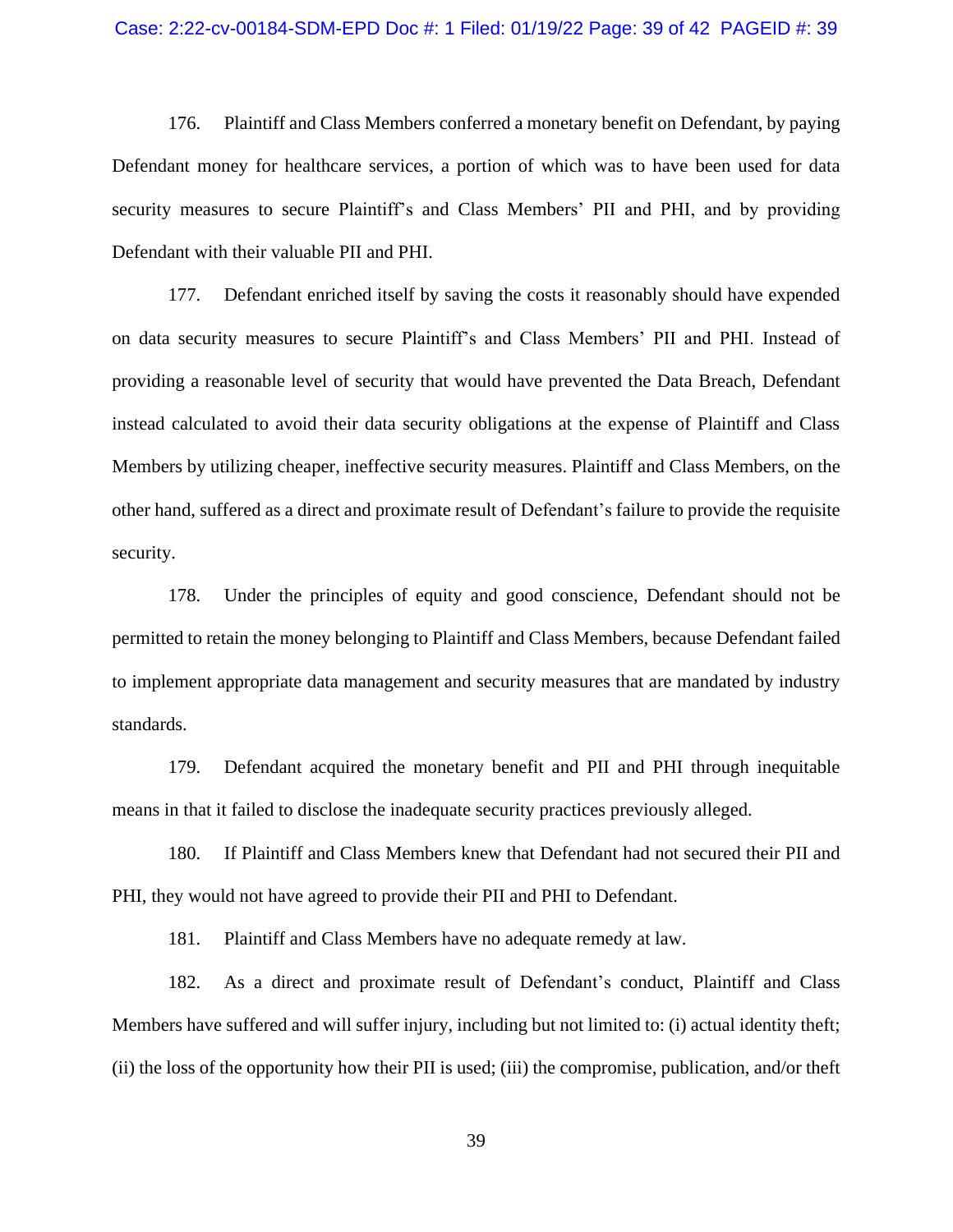176. Plaintiff and Class Members conferred a monetary benefit on Defendant, by paying Defendant money for healthcare services, a portion of which was to have been used for data security measures to secure Plaintiff's and Class Members' PII and PHI, and by providing Defendant with their valuable PII and PHI.

177. Defendant enriched itself by saving the costs it reasonably should have expended on data security measures to secure Plaintiff's and Class Members' PII and PHI. Instead of providing a reasonable level of security that would have prevented the Data Breach, Defendant instead calculated to avoid their data security obligations at the expense of Plaintiff and Class Members by utilizing cheaper, ineffective security measures. Plaintiff and Class Members, on the other hand, suffered as a direct and proximate result of Defendant's failure to provide the requisite security.

178. Under the principles of equity and good conscience, Defendant should not be permitted to retain the money belonging to Plaintiff and Class Members, because Defendant failed to implement appropriate data management and security measures that are mandated by industry standards.

179. Defendant acquired the monetary benefit and PII and PHI through inequitable means in that it failed to disclose the inadequate security practices previously alleged.

180. If Plaintiff and Class Members knew that Defendant had not secured their PII and PHI, they would not have agreed to provide their PII and PHI to Defendant.

181. Plaintiff and Class Members have no adequate remedy at law.

182. As a direct and proximate result of Defendant's conduct, Plaintiff and Class Members have suffered and will suffer injury, including but not limited to: (i) actual identity theft; (ii) the loss of the opportunity how their PII is used; (iii) the compromise, publication, and/or theft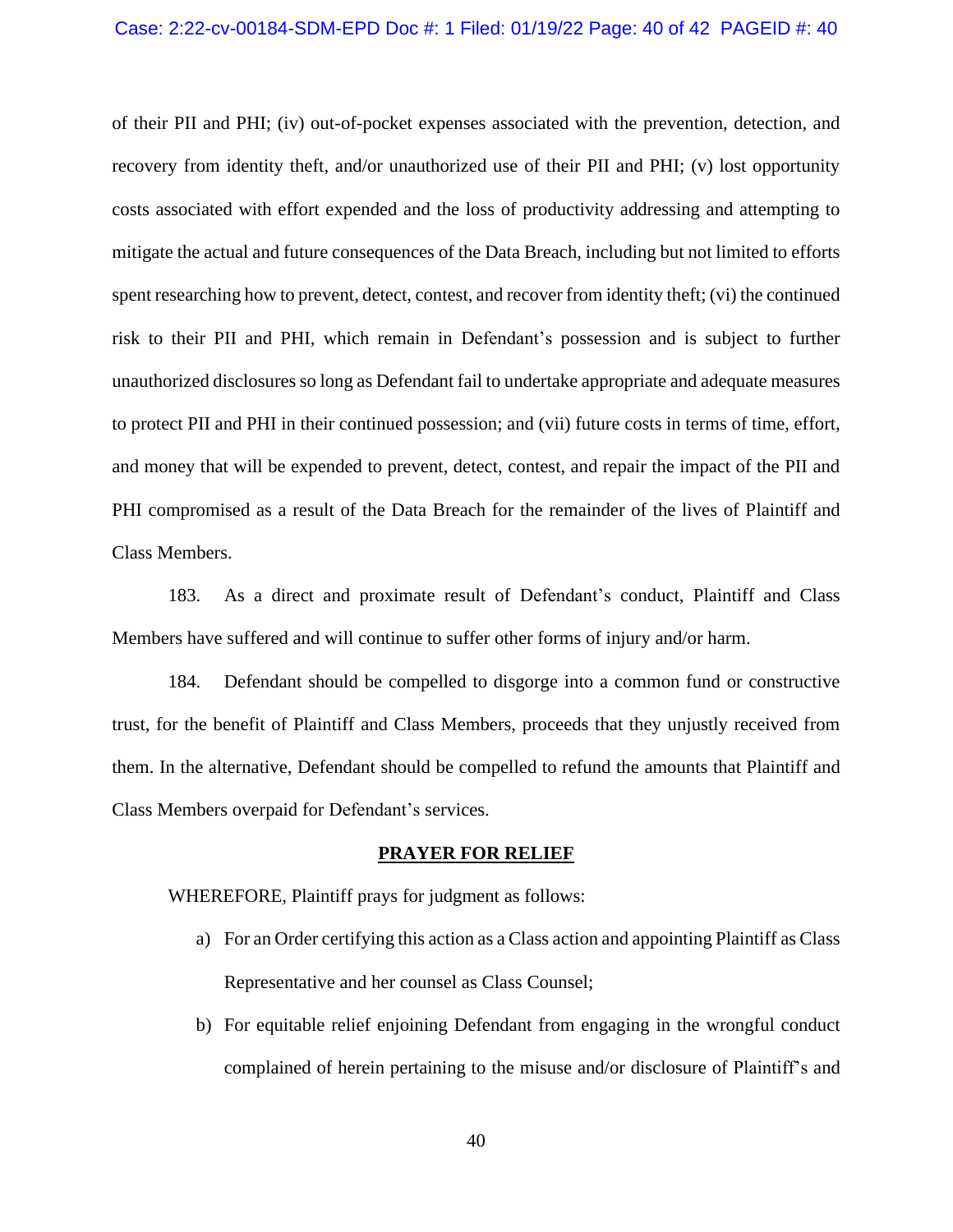of their PII and PHI; (iv) out-of-pocket expenses associated with the prevention, detection, and recovery from identity theft, and/or unauthorized use of their PII and PHI; (v) lost opportunity costs associated with effort expended and the loss of productivity addressing and attempting to mitigate the actual and future consequences of the Data Breach, including but not limited to efforts spent researching how to prevent, detect, contest, and recover from identity theft; (vi) the continued risk to their PII and PHI, which remain in Defendant's possession and is subject to further unauthorized disclosures so long as Defendant fail to undertake appropriate and adequate measures to protect PII and PHI in their continued possession; and (vii) future costs in terms of time, effort, and money that will be expended to prevent, detect, contest, and repair the impact of the PII and PHI compromised as a result of the Data Breach for the remainder of the lives of Plaintiff and Class Members.

183. As a direct and proximate result of Defendant's conduct, Plaintiff and Class Members have suffered and will continue to suffer other forms of injury and/or harm.

184. Defendant should be compelled to disgorge into a common fund or constructive trust, for the benefit of Plaintiff and Class Members, proceeds that they unjustly received from them. In the alternative, Defendant should be compelled to refund the amounts that Plaintiff and Class Members overpaid for Defendant's services.

## PRAYER FOR RELIEF

WHEREFORE, Plaintiff prays for judgment as follows:

a) For an Order certifying this action as a Class action and appointing Plaintiff as Class Representative and her counsel as Class Counsel;

b) For equitable relief enjoining Defendant from engaging in the wrongful conduct complained of herein pertaining to the misuse and/or disclosure of Plaintiff's and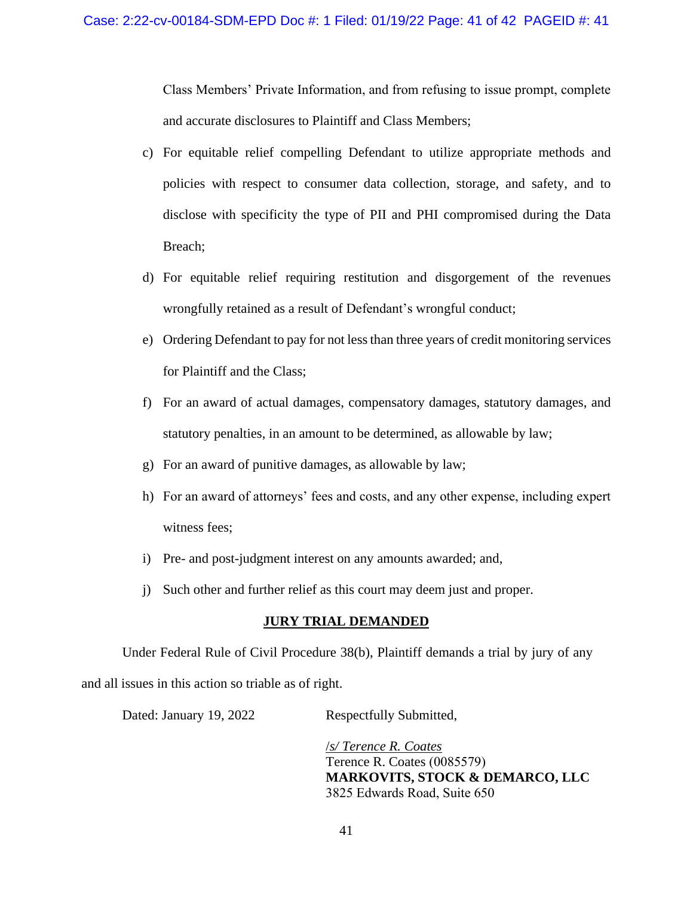Class Members' Private Information, and from refusing to issue prompt, complete and accurate disclosures to Plaintiff and Class Members;

c) For equitable relief compelling Defendant to utilize appropriate methods and policies with respect to consumer data collection, storage, and safety, and to disclose with specificity the type of PII and PHI compromised during the Data Breach;

d) For equitable relief requiring restitution and disgorgement of the revenues wrongfully retained as a result of Defendant's wrongful conduct;

e) Ordering Defendant to pay for not less than three years of credit monitoring services for Plaintiff and the Class;

f) For an award of actual damages, compensatory damages, statutory damages, and statutory penalties, in an amount to be determined, as allowable by law;

g) For an award of punitive damages, as allowable by law;

h) For an award of attorneys' fees and costs, and any other expense, including expert witness fees;

i) Pre- and post-judgment interest on any amounts awarded; and,

j) Such other and further relief as this court may deem just and proper.

**JURY TRIAL DEMANDED**

Under Federal Rule of Civil Procedure 38(b), Plaintiff demands a trial by jury of any and all issues in this action so triable as of right.

Dated: January 19, 2022

Respectfully Submitted,

*/s/ Terence R. Coates*
Terence R. Coates (0085579)
**MARKOVITS, STOCK & DEMARCO, LLC**
3825 Edwards Road, Suite 650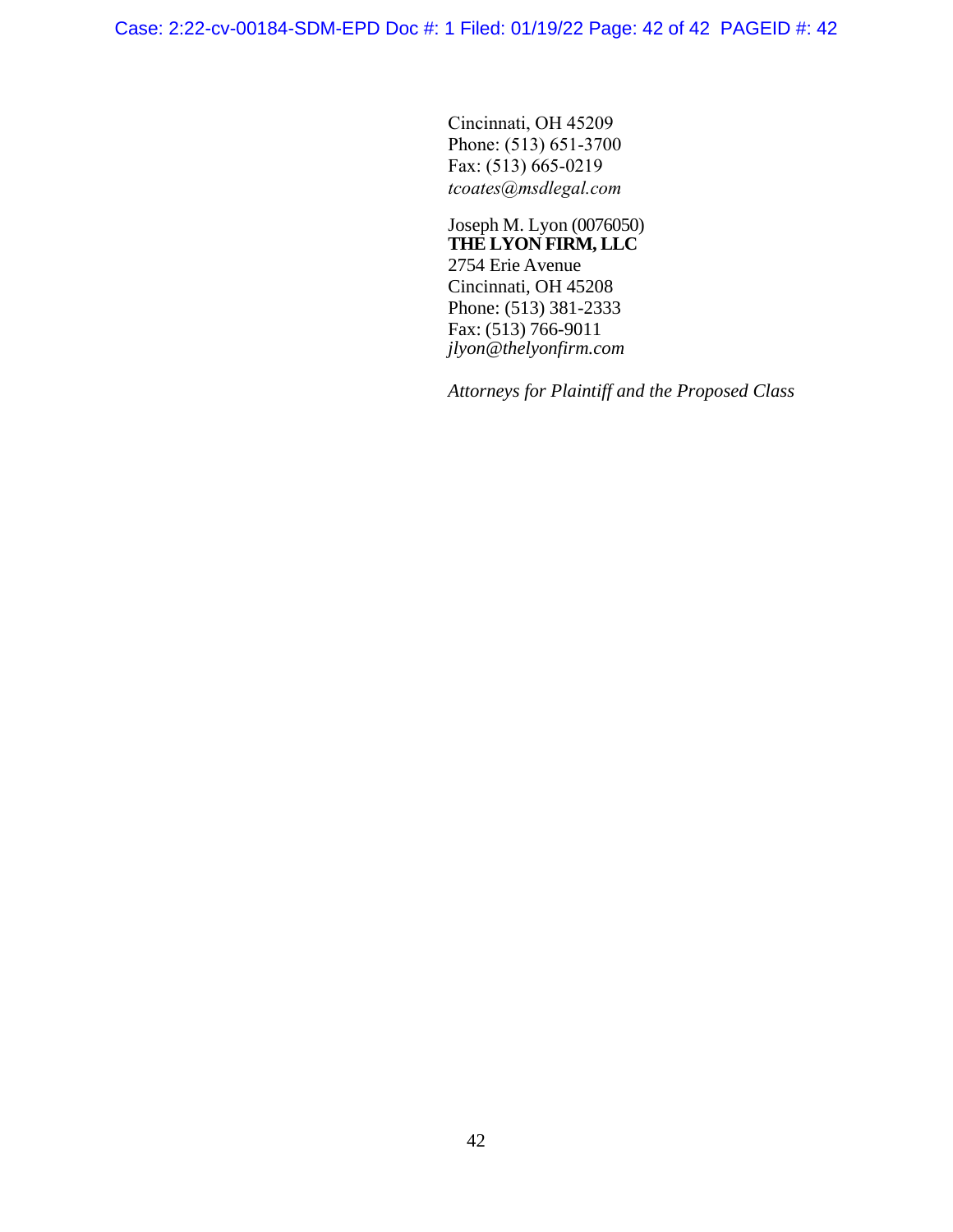Cincinnati, OH 45209
Phone: (513) 651-3700
Fax: (513) 665-0219
*tcoates@msdlegal.com*

Joseph M. Lyon (0076050)
**THE LYON FIRM, LLC**
2754 Erie Avenue
Cincinnati, OH 45208
Phone: (513) 381-2333
Fax: (513) 766-9011
*jlyon@thelyonfirm.com*

*Attorneys for Plaintiff and the Proposed Class*